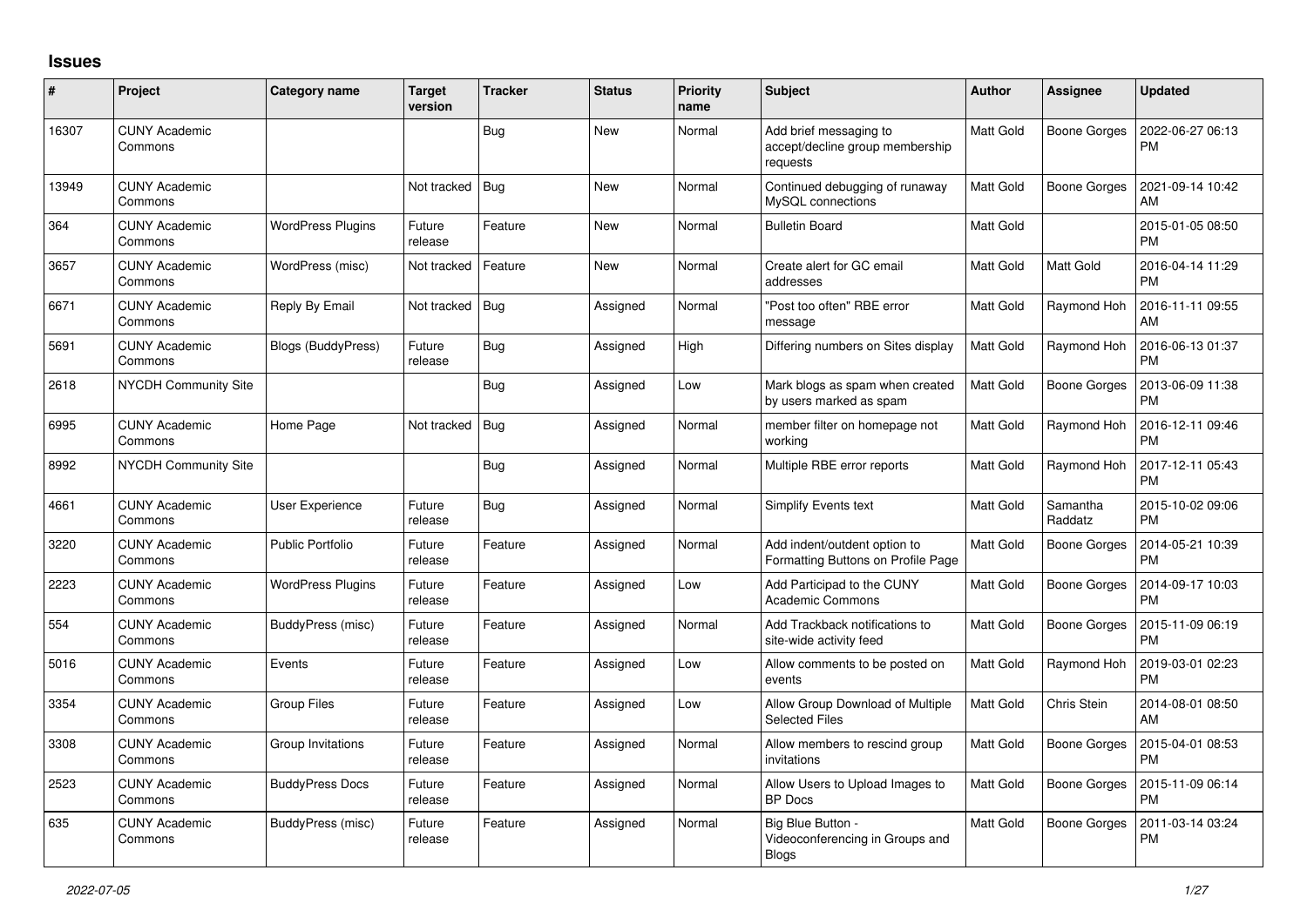## Issues

| # | Project | Category name | Target version | Tracker | Status | Priority name | Subject | Author | Assignee | Updated |
|---|---|---|---|---|---|---|---|---|---|---|
| 16307 | CUNY Academic Commons | | | Bug | New | Normal | Add brief messaging to accept/decline group membership requests | Matt Gold | Boone Gorges | 2022-06-27 06:13 PM |
| 13949 | CUNY Academic Commons | | Not tracked | Bug | New | Normal | Continued debugging of runaway MySQL connections | Matt Gold | Boone Gorges | 2021-09-14 10:42 AM |
| 364 | CUNY Academic Commons | WordPress Plugins | Future release | Feature | New | Normal | Bulletin Board | Matt Gold | | 2015-01-05 08:50 PM |
| 3657 | CUNY Academic Commons | WordPress (misc) | Not tracked | Feature | New | Normal | Create alert for GC email addresses | Matt Gold | Matt Gold | 2016-04-14 11:29 PM |
| 6671 | CUNY Academic Commons | Reply By Email | Not tracked | Bug | Assigned | Normal | "Post too often" RBE error message | Matt Gold | Raymond Hoh | 2016-11-11 09:55 AM |
| 5691 | CUNY Academic Commons | Blogs (BuddyPress) | Future release | Bug | Assigned | High | Differing numbers on Sites display | Matt Gold | Raymond Hoh | 2016-06-13 01:37 PM |
| 2618 | NYCDH Community Site | | | Bug | Assigned | Low | Mark blogs as spam when created by users marked as spam | Matt Gold | Boone Gorges | 2013-06-09 11:38 PM |
| 6995 | CUNY Academic Commons | Home Page | Not tracked | Bug | Assigned | Normal | member filter on homepage not working | Matt Gold | Raymond Hoh | 2016-12-11 09:46 PM |
| 8992 | NYCDH Community Site | | | Bug | Assigned | Normal | Multiple RBE error reports | Matt Gold | Raymond Hoh | 2017-12-11 05:43 PM |
| 4661 | CUNY Academic Commons | User Experience | Future release | Bug | Assigned | Normal | Simplify Events text | Matt Gold | Samantha Raddatz | 2015-10-02 09:06 PM |
| 3220 | CUNY Academic Commons | Public Portfolio | Future release | Feature | Assigned | Normal | Add indent/outdent option to Formatting Buttons on Profile Page | Matt Gold | Boone Gorges | 2014-05-21 10:39 PM |
| 2223 | CUNY Academic Commons | WordPress Plugins | Future release | Feature | Assigned | Low | Add Participad to the CUNY Academic Commons | Matt Gold | Boone Gorges | 2014-09-17 10:03 PM |
| 554 | CUNY Academic Commons | BuddyPress (misc) | Future release | Feature | Assigned | Normal | Add Trackback notifications to site-wide activity feed | Matt Gold | Boone Gorges | 2015-11-09 06:19 PM |
| 5016 | CUNY Academic Commons | Events | Future release | Feature | Assigned | Low | Allow comments to be posted on events | Matt Gold | Raymond Hoh | 2019-03-01 02:23 PM |
| 3354 | CUNY Academic Commons | Group Files | Future release | Feature | Assigned | Low | Allow Group Download of Multiple Selected Files | Matt Gold | Chris Stein | 2014-08-01 08:50 AM |
| 3308 | CUNY Academic Commons | Group Invitations | Future release | Feature | Assigned | Normal | Allow members to rescind group invitations | Matt Gold | Boone Gorges | 2015-04-01 08:53 PM |
| 2523 | CUNY Academic Commons | BuddyPress Docs | Future release | Feature | Assigned | Normal | Allow Users to Upload Images to BP Docs | Matt Gold | Boone Gorges | 2015-11-09 06:14 PM |
| 635 | CUNY Academic Commons | BuddyPress (misc) | Future release | Feature | Assigned | Normal | Big Blue Button - Videoconferencing in Groups and Blogs | Matt Gold | Boone Gorges | 2011-03-14 03:24 PM |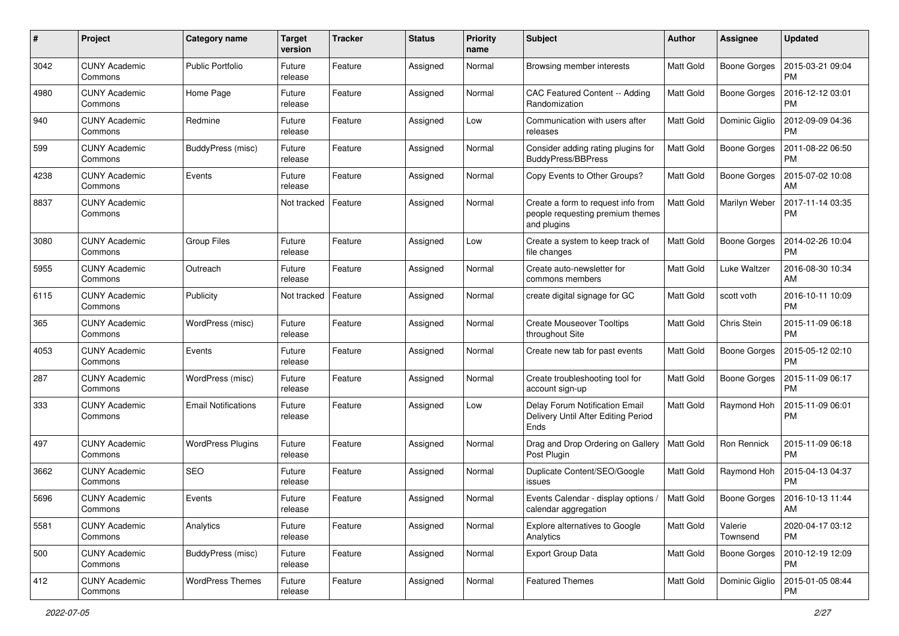| # | Project | Category name | Target version | Tracker | Status | Priority name | Subject | Author | Assignee | Updated |
|---|---|---|---|---|---|---|---|---|---|---|
| 3042 | CUNY Academic Commons | Public Portfolio | Future release | Feature | Assigned | Normal | Browsing member interests | Matt Gold | Boone Gorges | 2015-03-21 09:04 PM |
| 4980 | CUNY Academic Commons | Home Page | Future release | Feature | Assigned | Normal | CAC Featured Content -- Adding Randomization | Matt Gold | Boone Gorges | 2016-12-12 03:01 PM |
| 940 | CUNY Academic Commons | Redmine | Future release | Feature | Assigned | Low | Communication with users after releases | Matt Gold | Dominic Giglio | 2012-09-09 04:36 PM |
| 599 | CUNY Academic Commons | BuddyPress (misc) | Future release | Feature | Assigned | Normal | Consider adding rating plugins for BuddyPress/BBPress | Matt Gold | Boone Gorges | 2011-08-22 06:50 PM |
| 4238 | CUNY Academic Commons | Events | Future release | Feature | Assigned | Normal | Copy Events to Other Groups? | Matt Gold | Boone Gorges | 2015-07-02 10:08 AM |
| 8837 | CUNY Academic Commons | | Not tracked | Feature | Assigned | Normal | Create a form to request info from people requesting premium themes and plugins | Matt Gold | Marilyn Weber | 2017-11-14 03:35 PM |
| 3080 | CUNY Academic Commons | Group Files | Future release | Feature | Assigned | Low | Create a system to keep track of file changes | Matt Gold | Boone Gorges | 2014-02-26 10:04 PM |
| 5955 | CUNY Academic Commons | Outreach | Future release | Feature | Assigned | Normal | Create auto-newsletter for commons members | Matt Gold | Luke Waltzer | 2016-08-30 10:34 AM |
| 6115 | CUNY Academic Commons | Publicity | Not tracked | Feature | Assigned | Normal | create digital signage for GC | Matt Gold | scott voth | 2016-10-11 10:09 PM |
| 365 | CUNY Academic Commons | WordPress (misc) | Future release | Feature | Assigned | Normal | Create Mouseover Tooltips throughout Site | Matt Gold | Chris Stein | 2015-11-09 06:18 PM |
| 4053 | CUNY Academic Commons | Events | Future release | Feature | Assigned | Normal | Create new tab for past events | Matt Gold | Boone Gorges | 2015-05-12 02:10 PM |
| 287 | CUNY Academic Commons | WordPress (misc) | Future release | Feature | Assigned | Normal | Create troubleshooting tool for account sign-up | Matt Gold | Boone Gorges | 2015-11-09 06:17 PM |
| 333 | CUNY Academic Commons | Email Notifications | Future release | Feature | Assigned | Low | Delay Forum Notification Email Delivery Until After Editing Period Ends | Matt Gold | Raymond Hoh | 2015-11-09 06:01 PM |
| 497 | CUNY Academic Commons | WordPress Plugins | Future release | Feature | Assigned | Normal | Drag and Drop Ordering on Gallery Post Plugin | Matt Gold | Ron Rennick | 2015-11-09 06:18 PM |
| 3662 | CUNY Academic Commons | SEO | Future release | Feature | Assigned | Normal | Duplicate Content/SEO/Google issues | Matt Gold | Raymond Hoh | 2015-04-13 04:37 PM |
| 5696 | CUNY Academic Commons | Events | Future release | Feature | Assigned | Normal | Events Calendar - display options / calendar aggregation | Matt Gold | Boone Gorges | 2016-10-13 11:44 AM |
| 5581 | CUNY Academic Commons | Analytics | Future release | Feature | Assigned | Normal | Explore alternatives to Google Analytics | Matt Gold | Valerie Townsend | 2020-04-17 03:12 PM |
| 500 | CUNY Academic Commons | BuddyPress (misc) | Future release | Feature | Assigned | Normal | Export Group Data | Matt Gold | Boone Gorges | 2010-12-19 12:09 PM |
| 412 | CUNY Academic Commons | WordPress Themes | Future release | Feature | Assigned | Normal | Featured Themes | Matt Gold | Dominic Giglio | 2015-01-05 08:44 PM |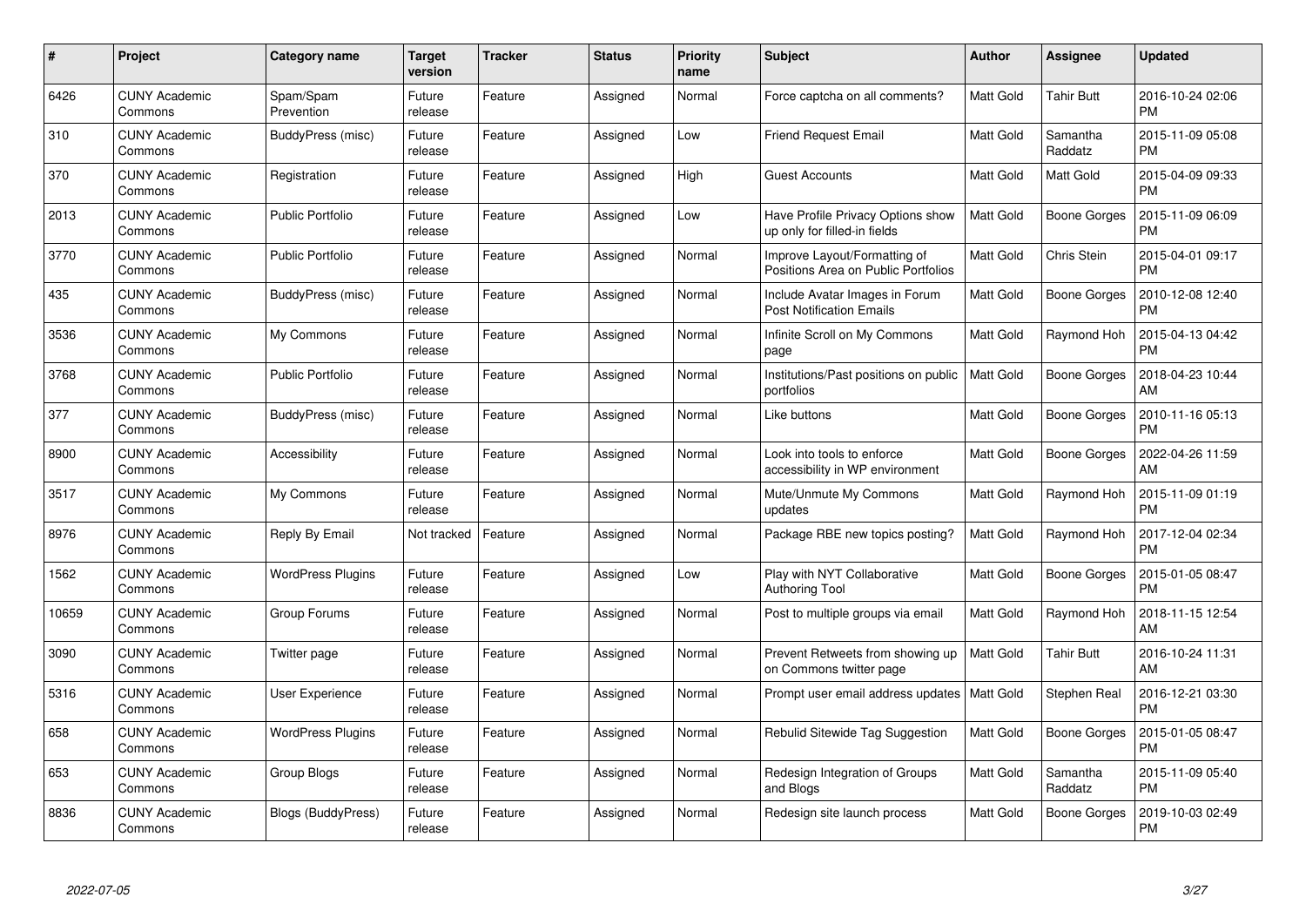| # | Project | Category name | Target version | Tracker | Status | Priority name | Subject | Author | Assignee | Updated |
|---|---|---|---|---|---|---|---|---|---|---|
| 6426 | CUNY Academic Commons | Spam/Spam Prevention | Future release | Feature | Assigned | Normal | Force captcha on all comments? | Matt Gold | Tahir Butt | 2016-10-24 02:06 PM |
| 310 | CUNY Academic Commons | BuddyPress (misc) | Future release | Feature | Assigned | Low | Friend Request Email | Matt Gold | Samantha Raddatz | 2015-11-09 05:08 PM |
| 370 | CUNY Academic Commons | Registration | Future release | Feature | Assigned | High | Guest Accounts | Matt Gold | Matt Gold | 2015-04-09 09:33 PM |
| 2013 | CUNY Academic Commons | Public Portfolio | Future release | Feature | Assigned | Low | Have Profile Privacy Options show up only for filled-in fields | Matt Gold | Boone Gorges | 2015-11-09 06:09 PM |
| 3770 | CUNY Academic Commons | Public Portfolio | Future release | Feature | Assigned | Normal | Improve Layout/Formatting of Positions Area on Public Portfolios | Matt Gold | Chris Stein | 2015-04-01 09:17 PM |
| 435 | CUNY Academic Commons | BuddyPress (misc) | Future release | Feature | Assigned | Normal | Include Avatar Images in Forum Post Notification Emails | Matt Gold | Boone Gorges | 2010-12-08 12:40 PM |
| 3536 | CUNY Academic Commons | My Commons | Future release | Feature | Assigned | Normal | Infinite Scroll on My Commons page | Matt Gold | Raymond Hoh | 2015-04-13 04:42 PM |
| 3768 | CUNY Academic Commons | Public Portfolio | Future release | Feature | Assigned | Normal | Institutions/Past positions on public portfolios | Matt Gold | Boone Gorges | 2018-04-23 10:44 AM |
| 377 | CUNY Academic Commons | BuddyPress (misc) | Future release | Feature | Assigned | Normal | Like buttons | Matt Gold | Boone Gorges | 2010-11-16 05:13 PM |
| 8900 | CUNY Academic Commons | Accessibility | Future release | Feature | Assigned | Normal | Look into tools to enforce accessibility in WP environment | Matt Gold | Boone Gorges | 2022-04-26 11:59 AM |
| 3517 | CUNY Academic Commons | My Commons | Future release | Feature | Assigned | Normal | Mute/Unmute My Commons updates | Matt Gold | Raymond Hoh | 2015-11-09 01:19 PM |
| 8976 | CUNY Academic Commons | Reply By Email | Not tracked | Feature | Assigned | Normal | Package RBE new topics posting? | Matt Gold | Raymond Hoh | 2017-12-04 02:34 PM |
| 1562 | CUNY Academic Commons | WordPress Plugins | Future release | Feature | Assigned | Low | Play with NYT Collaborative Authoring Tool | Matt Gold | Boone Gorges | 2015-01-05 08:47 PM |
| 10659 | CUNY Academic Commons | Group Forums | Future release | Feature | Assigned | Normal | Post to multiple groups via email | Matt Gold | Raymond Hoh | 2018-11-15 12:54 AM |
| 3090 | CUNY Academic Commons | Twitter page | Future release | Feature | Assigned | Normal | Prevent Retweets from showing up on Commons twitter page | Matt Gold | Tahir Butt | 2016-10-24 11:31 AM |
| 5316 | CUNY Academic Commons | User Experience | Future release | Feature | Assigned | Normal | Prompt user email address updates | Matt Gold | Stephen Real | 2016-12-21 03:30 PM |
| 658 | CUNY Academic Commons | WordPress Plugins | Future release | Feature | Assigned | Normal | Rebulid Sitewide Tag Suggestion | Matt Gold | Boone Gorges | 2015-01-05 08:47 PM |
| 653 | CUNY Academic Commons | Group Blogs | Future release | Feature | Assigned | Normal | Redesign Integration of Groups and Blogs | Matt Gold | Samantha Raddatz | 2015-11-09 05:40 PM |
| 8836 | CUNY Academic Commons | Blogs (BuddyPress) | Future release | Feature | Assigned | Normal | Redesign site launch process | Matt Gold | Boone Gorges | 2019-10-03 02:49 PM |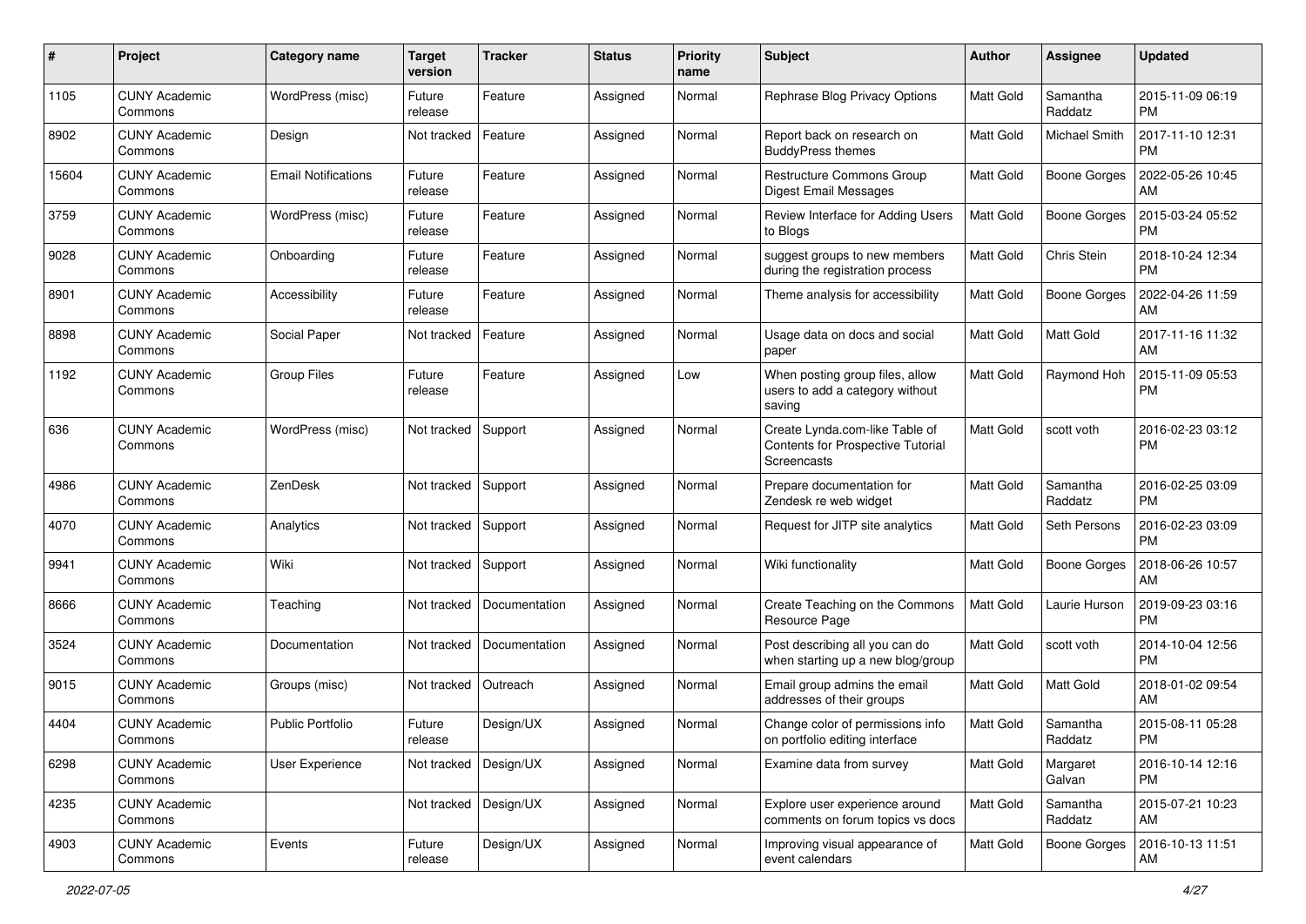| # | Project | Category name | Target version | Tracker | Status | Priority name | Subject | Author | Assignee | Updated |
|---|---|---|---|---|---|---|---|---|---|---|
| 1105 | CUNY Academic Commons | WordPress (misc) | Future release | Feature | Assigned | Normal | Rephrase Blog Privacy Options | Matt Gold | Samantha Raddatz | 2015-11-09 06:19 PM |
| 8902 | CUNY Academic Commons | Design | Not tracked | Feature | Assigned | Normal | Report back on research on BuddyPress themes | Matt Gold | Michael Smith | 2017-11-10 12:31 PM |
| 15604 | CUNY Academic Commons | Email Notifications | Future release | Feature | Assigned | Normal | Restructure Commons Group Digest Email Messages | Matt Gold | Boone Gorges | 2022-05-26 10:45 AM |
| 3759 | CUNY Academic Commons | WordPress (misc) | Future release | Feature | Assigned | Normal | Review Interface for Adding Users to Blogs | Matt Gold | Boone Gorges | 2015-03-24 05:52 PM |
| 9028 | CUNY Academic Commons | Onboarding | Future release | Feature | Assigned | Normal | suggest groups to new members during the registration process | Matt Gold | Chris Stein | 2018-10-24 12:34 PM |
| 8901 | CUNY Academic Commons | Accessibility | Future release | Feature | Assigned | Normal | Theme analysis for accessibility | Matt Gold | Boone Gorges | 2022-04-26 11:59 AM |
| 8898 | CUNY Academic Commons | Social Paper | Not tracked | Feature | Assigned | Normal | Usage data on docs and social paper | Matt Gold | Matt Gold | 2017-11-16 11:32 AM |
| 1192 | CUNY Academic Commons | Group Files | Future release | Feature | Assigned | Low | When posting group files, allow users to add a category without saving | Matt Gold | Raymond Hoh | 2015-11-09 05:53 PM |
| 636 | CUNY Academic Commons | WordPress (misc) | Not tracked | Support | Assigned | Normal | Create Lynda.com-like Table of Contents for Prospective Tutorial Screencasts | Matt Gold | scott voth | 2016-02-23 03:12 PM |
| 4986 | CUNY Academic Commons | ZenDesk | Not tracked | Support | Assigned | Normal | Prepare documentation for Zendesk re web widget | Matt Gold | Samantha Raddatz | 2016-02-25 03:09 PM |
| 4070 | CUNY Academic Commons | Analytics | Not tracked | Support | Assigned | Normal | Request for JITP site analytics | Matt Gold | Seth Persons | 2016-02-23 03:09 PM |
| 9941 | CUNY Academic Commons | Wiki | Not tracked | Support | Assigned | Normal | Wiki functionality | Matt Gold | Boone Gorges | 2018-06-26 10:57 AM |
| 8666 | CUNY Academic Commons | Teaching | Not tracked | Documentation | Assigned | Normal | Create Teaching on the Commons Resource Page | Matt Gold | Laurie Hurson | 2019-09-23 03:16 PM |
| 3524 | CUNY Academic Commons | Documentation | Not tracked | Documentation | Assigned | Normal | Post describing all you can do when starting up a new blog/group | Matt Gold | scott voth | 2014-10-04 12:56 PM |
| 9015 | CUNY Academic Commons | Groups (misc) | Not tracked | Outreach | Assigned | Normal | Email group admins the email addresses of their groups | Matt Gold | Matt Gold | 2018-01-02 09:54 AM |
| 4404 | CUNY Academic Commons | Public Portfolio | Future release | Design/UX | Assigned | Normal | Change color of permissions info on portfolio editing interface | Matt Gold | Samantha Raddatz | 2015-08-11 05:28 PM |
| 6298 | CUNY Academic Commons | User Experience | Not tracked | Design/UX | Assigned | Normal | Examine data from survey | Matt Gold | Margaret Galvan | 2016-10-14 12:16 PM |
| 4235 | CUNY Academic Commons | | Not tracked | Design/UX | Assigned | Normal | Explore user experience around comments on forum topics vs docs | Matt Gold | Samantha Raddatz | 2015-07-21 10:23 AM |
| 4903 | CUNY Academic Commons | Events | Future release | Design/UX | Assigned | Normal | Improving visual appearance of event calendars | Matt Gold | Boone Gorges | 2016-10-13 11:51 AM |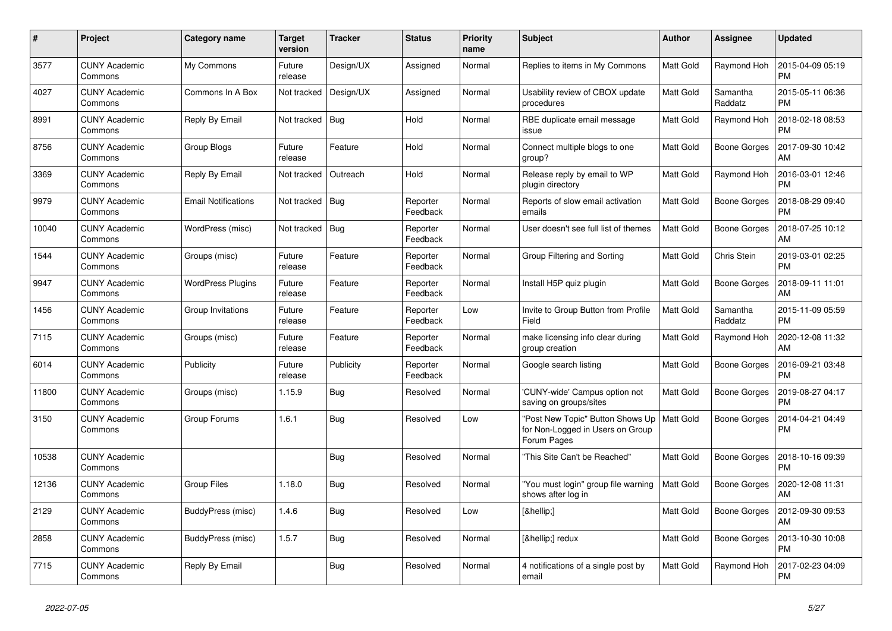| # | Project | Category name | Target version | Tracker | Status | Priority name | Subject | Author | Assignee | Updated |
|---|---|---|---|---|---|---|---|---|---|---|
| 3577 | CUNY Academic Commons | My Commons | Future release | Design/UX | Assigned | Normal | Replies to items in My Commons | Matt Gold | Raymond Hoh | 2015-04-09 05:19 PM |
| 4027 | CUNY Academic Commons | Commons In A Box | Not tracked | Design/UX | Assigned | Normal | Usability review of CBOX update procedures | Matt Gold | Samantha Raddatz | 2015-05-11 06:36 PM |
| 8991 | CUNY Academic Commons | Reply By Email | Not tracked | Bug | Hold | Normal | RBE duplicate email message issue | Matt Gold | Raymond Hoh | 2018-02-18 08:53 PM |
| 8756 | CUNY Academic Commons | Group Blogs | Future release | Feature | Hold | Normal | Connect multiple blogs to one group? | Matt Gold | Boone Gorges | 2017-09-30 10:42 AM |
| 3369 | CUNY Academic Commons | Reply By Email | Not tracked | Outreach | Hold | Normal | Release reply by email to WP plugin directory | Matt Gold | Raymond Hoh | 2016-03-01 12:46 PM |
| 9979 | CUNY Academic Commons | Email Notifications | Not tracked | Bug | Reporter Feedback | Normal | Reports of slow email activation emails | Matt Gold | Boone Gorges | 2018-08-29 09:40 PM |
| 10040 | CUNY Academic Commons | WordPress (misc) | Not tracked | Bug | Reporter Feedback | Normal | User doesn't see full list of themes | Matt Gold | Boone Gorges | 2018-07-25 10:12 AM |
| 1544 | CUNY Academic Commons | Groups (misc) | Future release | Feature | Reporter Feedback | Normal | Group Filtering and Sorting | Matt Gold | Chris Stein | 2019-03-01 02:25 PM |
| 9947 | CUNY Academic Commons | WordPress Plugins | Future release | Feature | Reporter Feedback | Normal | Install H5P quiz plugin | Matt Gold | Boone Gorges | 2018-09-11 11:01 AM |
| 1456 | CUNY Academic Commons | Group Invitations | Future release | Feature | Reporter Feedback | Low | Invite to Group Button from Profile Field | Matt Gold | Samantha Raddatz | 2015-11-09 05:59 PM |
| 7115 | CUNY Academic Commons | Groups (misc) | Future release | Feature | Reporter Feedback | Normal | make licensing info clear during group creation | Matt Gold | Raymond Hoh | 2020-12-08 11:32 AM |
| 6014 | CUNY Academic Commons | Publicity | Future release | Publicity | Reporter Feedback | Normal | Google search listing | Matt Gold | Boone Gorges | 2016-09-21 03:48 PM |
| 11800 | CUNY Academic Commons | Groups (misc) | 1.15.9 | Bug | Resolved | Normal | 'CUNY-wide' Campus option not saving on groups/sites | Matt Gold | Boone Gorges | 2019-08-27 04:17 PM |
| 3150 | CUNY Academic Commons | Group Forums | 1.6.1 | Bug | Resolved | Low | "Post New Topic" Button Shows Up for Non-Logged in Users on Group Forum Pages | Matt Gold | Boone Gorges | 2014-04-21 04:49 PM |
| 10538 | CUNY Academic Commons | | | Bug | Resolved | Normal | "This Site Can't be Reached" | Matt Gold | Boone Gorges | 2018-10-16 09:39 PM |
| 12136 | CUNY Academic Commons | Group Files | 1.18.0 | Bug | Resolved | Normal | "You must login" group file warning shows after log in | Matt Gold | Boone Gorges | 2020-12-08 11:31 AM |
| 2129 | CUNY Academic Commons | BuddyPress (misc) | 1.4.6 | Bug | Resolved | Low | [&hellip;] | Matt Gold | Boone Gorges | 2012-09-30 09:53 AM |
| 2858 | CUNY Academic Commons | BuddyPress (misc) | 1.5.7 | Bug | Resolved | Normal | [&hellip;] redux | Matt Gold | Boone Gorges | 2013-10-30 10:08 PM |
| 7715 | CUNY Academic Commons | Reply By Email | | Bug | Resolved | Normal | 4 notifications of a single post by email | Matt Gold | Raymond Hoh | 2017-02-23 04:09 PM |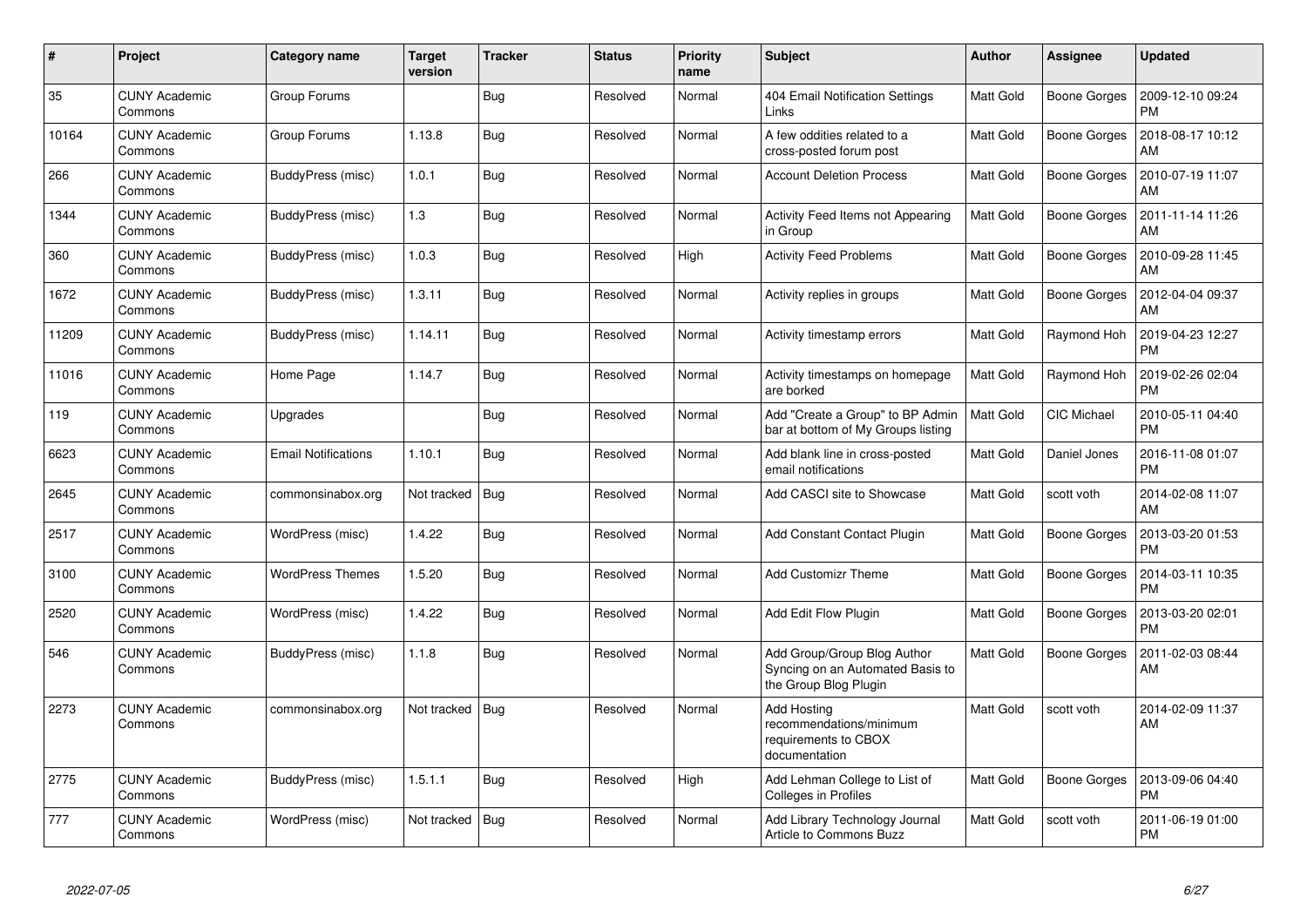| # | Project | Category name | Target version | Tracker | Status | Priority name | Subject | Author | Assignee | Updated |
|---|---|---|---|---|---|---|---|---|---|---|
| 35 | CUNY Academic Commons | Group Forums | | Bug | Resolved | Normal | 404 Email Notification Settings Links | Matt Gold | Boone Gorges | 2009-12-10 09:24 PM |
| 10164 | CUNY Academic Commons | Group Forums | 1.13.8 | Bug | Resolved | Normal | A few oddities related to a cross-posted forum post | Matt Gold | Boone Gorges | 2018-08-17 10:12 AM |
| 266 | CUNY Academic Commons | BuddyPress (misc) | 1.0.1 | Bug | Resolved | Normal | Account Deletion Process | Matt Gold | Boone Gorges | 2010-07-19 11:07 AM |
| 1344 | CUNY Academic Commons | BuddyPress (misc) | 1.3 | Bug | Resolved | Normal | Activity Feed Items not Appearing in Group | Matt Gold | Boone Gorges | 2011-11-14 11:26 AM |
| 360 | CUNY Academic Commons | BuddyPress (misc) | 1.0.3 | Bug | Resolved | High | Activity Feed Problems | Matt Gold | Boone Gorges | 2010-09-28 11:45 AM |
| 1672 | CUNY Academic Commons | BuddyPress (misc) | 1.3.11 | Bug | Resolved | Normal | Activity replies in groups | Matt Gold | Boone Gorges | 2012-04-04 09:37 AM |
| 11209 | CUNY Academic Commons | BuddyPress (misc) | 1.14.11 | Bug | Resolved | Normal | Activity timestamp errors | Matt Gold | Raymond Hoh | 2019-04-23 12:27 PM |
| 11016 | CUNY Academic Commons | Home Page | 1.14.7 | Bug | Resolved | Normal | Activity timestamps on homepage are borked | Matt Gold | Raymond Hoh | 2019-02-26 02:04 PM |
| 119 | CUNY Academic Commons | Upgrades | | Bug | Resolved | Normal | Add "Create a Group" to BP Admin bar at bottom of My Groups listing | Matt Gold | CIC Michael | 2010-05-11 04:40 PM |
| 6623 | CUNY Academic Commons | Email Notifications | 1.10.1 | Bug | Resolved | Normal | Add blank line in cross-posted email notifications | Matt Gold | Daniel Jones | 2016-11-08 01:07 PM |
| 2645 | CUNY Academic Commons | commonsinabox.org | Not tracked | Bug | Resolved | Normal | Add CASCI site to Showcase | Matt Gold | scott voth | 2014-02-08 11:07 AM |
| 2517 | CUNY Academic Commons | WordPress (misc) | 1.4.22 | Bug | Resolved | Normal | Add Constant Contact Plugin | Matt Gold | Boone Gorges | 2013-03-20 01:53 PM |
| 3100 | CUNY Academic Commons | WordPress Themes | 1.5.20 | Bug | Resolved | Normal | Add Customizr Theme | Matt Gold | Boone Gorges | 2014-03-11 10:35 PM |
| 2520 | CUNY Academic Commons | WordPress (misc) | 1.4.22 | Bug | Resolved | Normal | Add Edit Flow Plugin | Matt Gold | Boone Gorges | 2013-03-20 02:01 PM |
| 546 | CUNY Academic Commons | BuddyPress (misc) | 1.1.8 | Bug | Resolved | Normal | Add Group/Group Blog Author Syncing on an Automated Basis to the Group Blog Plugin | Matt Gold | Boone Gorges | 2011-02-03 08:44 AM |
| 2273 | CUNY Academic Commons | commonsinabox.org | Not tracked | Bug | Resolved | Normal | Add Hosting recommendations/minimum requirements to CBOX documentation | Matt Gold | scott voth | 2014-02-09 11:37 AM |
| 2775 | CUNY Academic Commons | BuddyPress (misc) | 1.5.1.1 | Bug | Resolved | High | Add Lehman College to List of Colleges in Profiles | Matt Gold | Boone Gorges | 2013-09-06 04:40 PM |
| 777 | CUNY Academic Commons | WordPress (misc) | Not tracked | Bug | Resolved | Normal | Add Library Technology Journal Article to Commons Buzz | Matt Gold | scott voth | 2011-06-19 01:00 PM |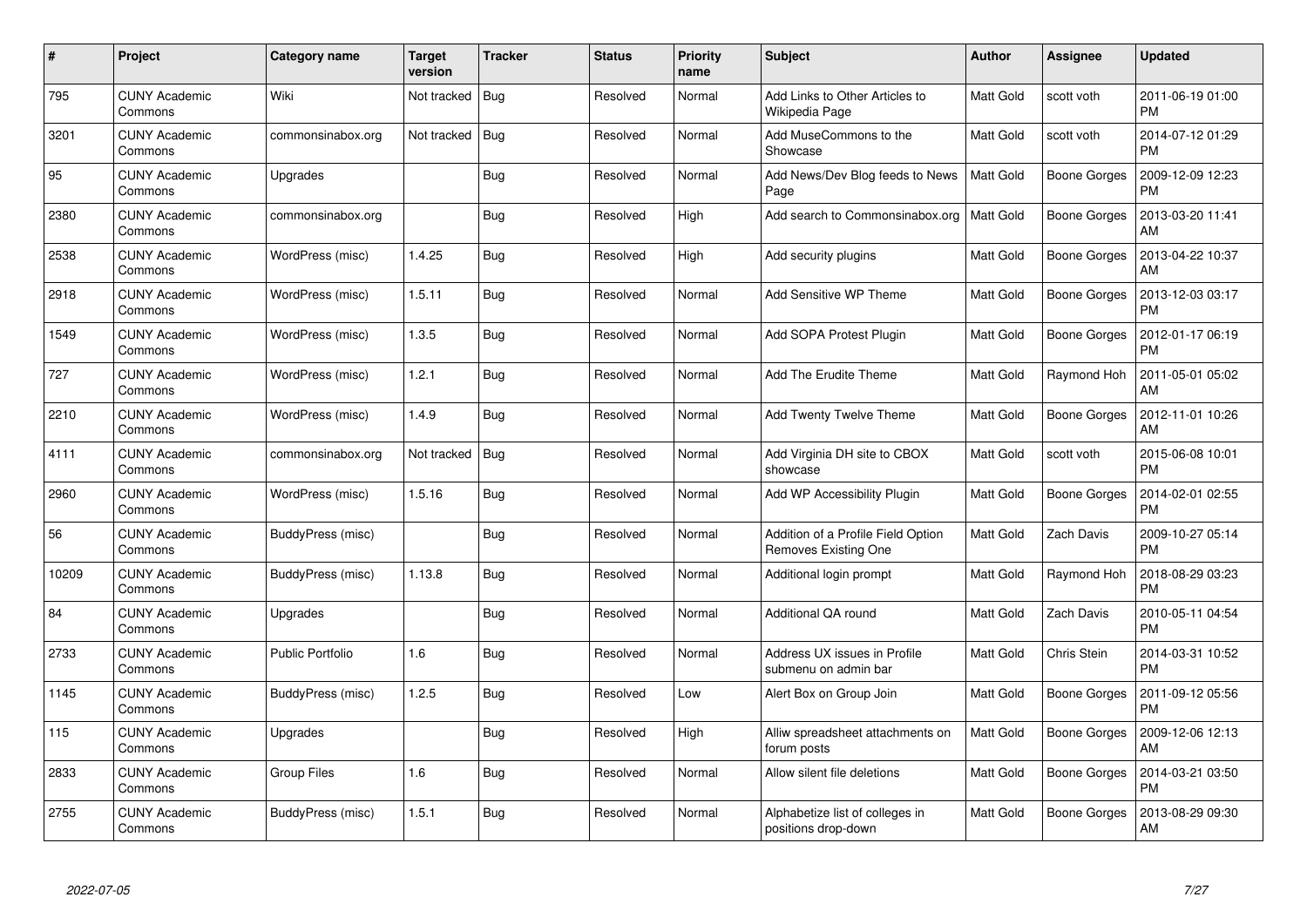| # | Project | Category name | Target version | Tracker | Status | Priority name | Subject | Author | Assignee | Updated |
|---|---|---|---|---|---|---|---|---|---|---|
| 795 | CUNY Academic Commons | Wiki | Not tracked | Bug | Resolved | Normal | Add Links to Other Articles to Wikipedia Page | Matt Gold | scott voth | 2011-06-19 01:00 PM |
| 3201 | CUNY Academic Commons | commonsinabox.org | Not tracked | Bug | Resolved | Normal | Add MuseCommons to the Showcase | Matt Gold | scott voth | 2014-07-12 01:29 PM |
| 95 | CUNY Academic Commons | Upgrades | | Bug | Resolved | Normal | Add News/Dev Blog feeds to News Page | Matt Gold | Boone Gorges | 2009-12-09 12:23 PM |
| 2380 | CUNY Academic Commons | commonsinabox.org | | Bug | Resolved | High | Add search to Commonsinabox.org | Matt Gold | Boone Gorges | 2013-03-20 11:41 AM |
| 2538 | CUNY Academic Commons | WordPress (misc) | 1.4.25 | Bug | Resolved | High | Add security plugins | Matt Gold | Boone Gorges | 2013-04-22 10:37 AM |
| 2918 | CUNY Academic Commons | WordPress (misc) | 1.5.11 | Bug | Resolved | Normal | Add Sensitive WP Theme | Matt Gold | Boone Gorges | 2013-12-03 03:17 PM |
| 1549 | CUNY Academic Commons | WordPress (misc) | 1.3.5 | Bug | Resolved | Normal | Add SOPA Protest Plugin | Matt Gold | Boone Gorges | 2012-01-17 06:19 PM |
| 727 | CUNY Academic Commons | WordPress (misc) | 1.2.1 | Bug | Resolved | Normal | Add The Erudite Theme | Matt Gold | Raymond Hoh | 2011-05-01 05:02 AM |
| 2210 | CUNY Academic Commons | WordPress (misc) | 1.4.9 | Bug | Resolved | Normal | Add Twenty Twelve Theme | Matt Gold | Boone Gorges | 2012-11-01 10:26 AM |
| 4111 | CUNY Academic Commons | commonsinabox.org | Not tracked | Bug | Resolved | Normal | Add Virginia DH site to CBOX showcase | Matt Gold | scott voth | 2015-06-08 10:01 PM |
| 2960 | CUNY Academic Commons | WordPress (misc) | 1.5.16 | Bug | Resolved | Normal | Add WP Accessibility Plugin | Matt Gold | Boone Gorges | 2014-02-01 02:55 PM |
| 56 | CUNY Academic Commons | BuddyPress (misc) | | Bug | Resolved | Normal | Addition of a Profile Field Option Removes Existing One | Matt Gold | Zach Davis | 2009-10-27 05:14 PM |
| 10209 | CUNY Academic Commons | BuddyPress (misc) | 1.13.8 | Bug | Resolved | Normal | Additional login prompt | Matt Gold | Raymond Hoh | 2018-08-29 03:23 PM |
| 84 | CUNY Academic Commons | Upgrades | | Bug | Resolved | Normal | Additional QA round | Matt Gold | Zach Davis | 2010-05-11 04:54 PM |
| 2733 | CUNY Academic Commons | Public Portfolio | 1.6 | Bug | Resolved | Normal | Address UX issues in Profile submenu on admin bar | Matt Gold | Chris Stein | 2014-03-31 10:52 PM |
| 1145 | CUNY Academic Commons | BuddyPress (misc) | 1.2.5 | Bug | Resolved | Low | Alert Box on Group Join | Matt Gold | Boone Gorges | 2011-09-12 05:56 PM |
| 115 | CUNY Academic Commons | Upgrades | | Bug | Resolved | High | Alliw spreadsheet attachments on forum posts | Matt Gold | Boone Gorges | 2009-12-06 12:13 AM |
| 2833 | CUNY Academic Commons | Group Files | 1.6 | Bug | Resolved | Normal | Allow silent file deletions | Matt Gold | Boone Gorges | 2014-03-21 03:50 PM |
| 2755 | CUNY Academic Commons | BuddyPress (misc) | 1.5.1 | Bug | Resolved | Normal | Alphabetize list of colleges in positions drop-down | Matt Gold | Boone Gorges | 2013-08-29 09:30 AM |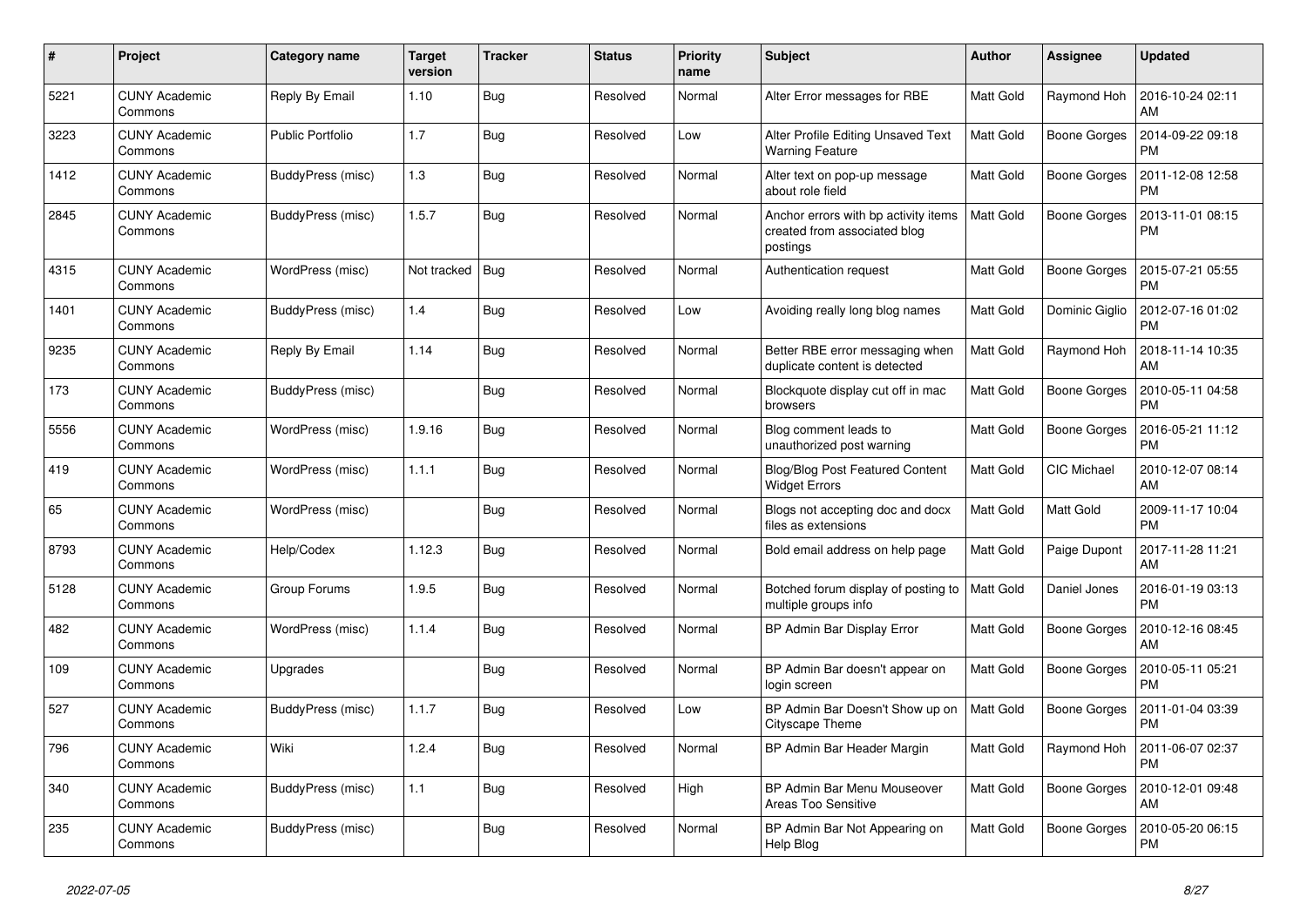| # | Project | Category name | Target version | Tracker | Status | Priority name | Subject | Author | Assignee | Updated |
|---|---|---|---|---|---|---|---|---|---|---|
| 5221 | CUNY Academic Commons | Reply By Email | 1.10 | Bug | Resolved | Normal | Alter Error messages for RBE | Matt Gold | Raymond Hoh | 2016-10-24 02:11 AM |
| 3223 | CUNY Academic Commons | Public Portfolio | 1.7 | Bug | Resolved | Low | Alter Profile Editing Unsaved Text Warning Feature | Matt Gold | Boone Gorges | 2014-09-22 09:18 PM |
| 1412 | CUNY Academic Commons | BuddyPress (misc) | 1.3 | Bug | Resolved | Normal | Alter text on pop-up message about role field | Matt Gold | Boone Gorges | 2011-12-08 12:58 PM |
| 2845 | CUNY Academic Commons | BuddyPress (misc) | 1.5.7 | Bug | Resolved | Normal | Anchor errors with bp activity items created from associated blog postings | Matt Gold | Boone Gorges | 2013-11-01 08:15 PM |
| 4315 | CUNY Academic Commons | WordPress (misc) | Not tracked | Bug | Resolved | Normal | Authentication request | Matt Gold | Boone Gorges | 2015-07-21 05:55 PM |
| 1401 | CUNY Academic Commons | BuddyPress (misc) | 1.4 | Bug | Resolved | Low | Avoiding really long blog names | Matt Gold | Dominic Giglio | 2012-07-16 01:02 PM |
| 9235 | CUNY Academic Commons | Reply By Email | 1.14 | Bug | Resolved | Normal | Better RBE error messaging when duplicate content is detected | Matt Gold | Raymond Hoh | 2018-11-14 10:35 AM |
| 173 | CUNY Academic Commons | BuddyPress (misc) | | Bug | Resolved | Normal | Blockquote display cut off in mac browsers | Matt Gold | Boone Gorges | 2010-05-11 04:58 PM |
| 5556 | CUNY Academic Commons | WordPress (misc) | 1.9.16 | Bug | Resolved | Normal | Blog comment leads to unauthorized post warning | Matt Gold | Boone Gorges | 2016-05-21 11:12 PM |
| 419 | CUNY Academic Commons | WordPress (misc) | 1.1.1 | Bug | Resolved | Normal | Blog/Blog Post Featured Content Widget Errors | Matt Gold | CIC Michael | 2010-12-07 08:14 AM |
| 65 | CUNY Academic Commons | WordPress (misc) | | Bug | Resolved | Normal | Blogs not accepting doc and docx files as extensions | Matt Gold | Matt Gold | 2009-11-17 10:04 PM |
| 8793 | CUNY Academic Commons | Help/Codex | 1.12.3 | Bug | Resolved | Normal | Bold email address on help page | Matt Gold | Paige Dupont | 2017-11-28 11:21 AM |
| 5128 | CUNY Academic Commons | Group Forums | 1.9.5 | Bug | Resolved | Normal | Botched forum display of posting to multiple groups info | Matt Gold | Daniel Jones | 2016-01-19 03:13 PM |
| 482 | CUNY Academic Commons | WordPress (misc) | 1.1.4 | Bug | Resolved | Normal | BP Admin Bar Display Error | Matt Gold | Boone Gorges | 2010-12-16 08:45 AM |
| 109 | CUNY Academic Commons | Upgrades | | Bug | Resolved | Normal | BP Admin Bar doesn't appear on login screen | Matt Gold | Boone Gorges | 2010-05-11 05:21 PM |
| 527 | CUNY Academic Commons | BuddyPress (misc) | 1.1.7 | Bug | Resolved | Low | BP Admin Bar Doesn't Show up on Cityscape Theme | Matt Gold | Boone Gorges | 2011-01-04 03:39 PM |
| 796 | CUNY Academic Commons | Wiki | 1.2.4 | Bug | Resolved | Normal | BP Admin Bar Header Margin | Matt Gold | Raymond Hoh | 2011-06-07 02:37 PM |
| 340 | CUNY Academic Commons | BuddyPress (misc) | 1.1 | Bug | Resolved | High | BP Admin Bar Menu Mouseover Areas Too Sensitive | Matt Gold | Boone Gorges | 2010-12-01 09:48 AM |
| 235 | CUNY Academic Commons | BuddyPress (misc) | | Bug | Resolved | Normal | BP Admin Bar Not Appearing on Help Blog | Matt Gold | Boone Gorges | 2010-05-20 06:15 PM |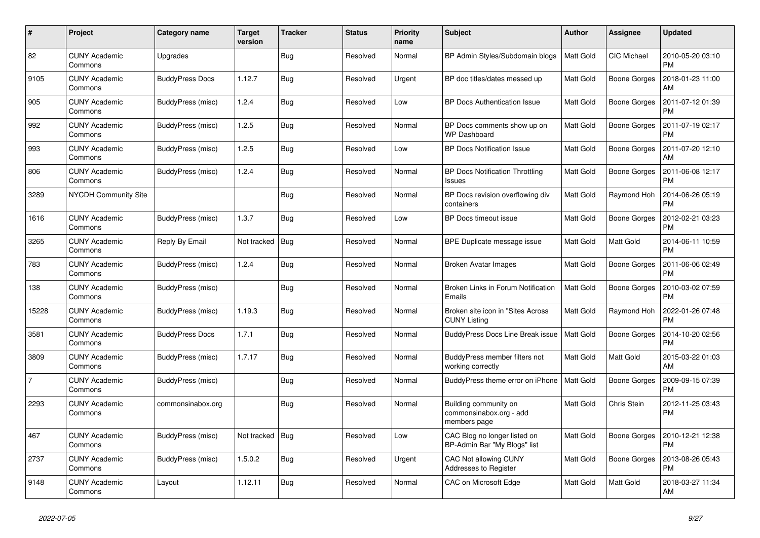| # | Project | Category name | Target version | Tracker | Status | Priority name | Subject | Author | Assignee | Updated |
|---|---|---|---|---|---|---|---|---|---|---|
| 82 | CUNY Academic Commons | Upgrades | | Bug | Resolved | Normal | BP Admin Styles/Subdomain blogs | Matt Gold | CIC Michael | 2010-05-20 03:10 PM |
| 9105 | CUNY Academic Commons | BuddyPress Docs | 1.12.7 | Bug | Resolved | Urgent | BP doc titles/dates messed up | Matt Gold | Boone Gorges | 2018-01-23 11:00 AM |
| 905 | CUNY Academic Commons | BuddyPress (misc) | 1.2.4 | Bug | Resolved | Low | BP Docs Authentication Issue | Matt Gold | Boone Gorges | 2011-07-12 01:39 PM |
| 992 | CUNY Academic Commons | BuddyPress (misc) | 1.2.5 | Bug | Resolved | Normal | BP Docs comments show up on WP Dashboard | Matt Gold | Boone Gorges | 2011-07-19 02:17 PM |
| 993 | CUNY Academic Commons | BuddyPress (misc) | 1.2.5 | Bug | Resolved | Low | BP Docs Notification Issue | Matt Gold | Boone Gorges | 2011-07-20 12:10 AM |
| 806 | CUNY Academic Commons | BuddyPress (misc) | 1.2.4 | Bug | Resolved | Normal | BP Docs Notification Throttling Issues | Matt Gold | Boone Gorges | 2011-06-08 12:17 PM |
| 3289 | NYCDH Community Site | | | Bug | Resolved | Normal | BP Docs revision overflowing div containers | Matt Gold | Raymond Hoh | 2014-06-26 05:19 PM |
| 1616 | CUNY Academic Commons | BuddyPress (misc) | 1.3.7 | Bug | Resolved | Low | BP Docs timeout issue | Matt Gold | Boone Gorges | 2012-02-21 03:23 PM |
| 3265 | CUNY Academic Commons | Reply By Email | Not tracked | Bug | Resolved | Normal | BPE Duplicate message issue | Matt Gold | Matt Gold | 2014-06-11 10:59 PM |
| 783 | CUNY Academic Commons | BuddyPress (misc) | 1.2.4 | Bug | Resolved | Normal | Broken Avatar Images | Matt Gold | Boone Gorges | 2011-06-06 02:49 PM |
| 138 | CUNY Academic Commons | BuddyPress (misc) | | Bug | Resolved | Normal | Broken Links in Forum Notification Emails | Matt Gold | Boone Gorges | 2010-03-02 07:59 PM |
| 15228 | CUNY Academic Commons | BuddyPress (misc) | 1.19.3 | Bug | Resolved | Normal | Broken site icon in "Sites Across CUNY Listing | Matt Gold | Raymond Hoh | 2022-01-26 07:48 PM |
| 3581 | CUNY Academic Commons | BuddyPress Docs | 1.7.1 | Bug | Resolved | Normal | BuddyPress Docs Line Break issue | Matt Gold | Boone Gorges | 2014-10-20 02:56 PM |
| 3809 | CUNY Academic Commons | BuddyPress (misc) | 1.7.17 | Bug | Resolved | Normal | BuddyPress member filters not working correctly | Matt Gold | Matt Gold | 2015-03-22 01:03 AM |
| 7 | CUNY Academic Commons | BuddyPress (misc) | | Bug | Resolved | Normal | BuddyPress theme error on iPhone | Matt Gold | Boone Gorges | 2009-09-15 07:39 PM |
| 2293 | CUNY Academic Commons | commonsinabox.org | | Bug | Resolved | Normal | Building community on commonsinabox.org - add members page | Matt Gold | Chris Stein | 2012-11-25 03:43 PM |
| 467 | CUNY Academic Commons | BuddyPress (misc) | Not tracked | Bug | Resolved | Low | CAC Blog no longer listed on BP-Admin Bar "My Blogs" list | Matt Gold | Boone Gorges | 2010-12-21 12:38 PM |
| 2737 | CUNY Academic Commons | BuddyPress (misc) | 1.5.0.2 | Bug | Resolved | Urgent | CAC Not allowing CUNY Addresses to Register | Matt Gold | Boone Gorges | 2013-08-26 05:43 PM |
| 9148 | CUNY Academic Commons | Layout | 1.12.11 | Bug | Resolved | Normal | CAC on Microsoft Edge | Matt Gold | Matt Gold | 2018-03-27 11:34 AM |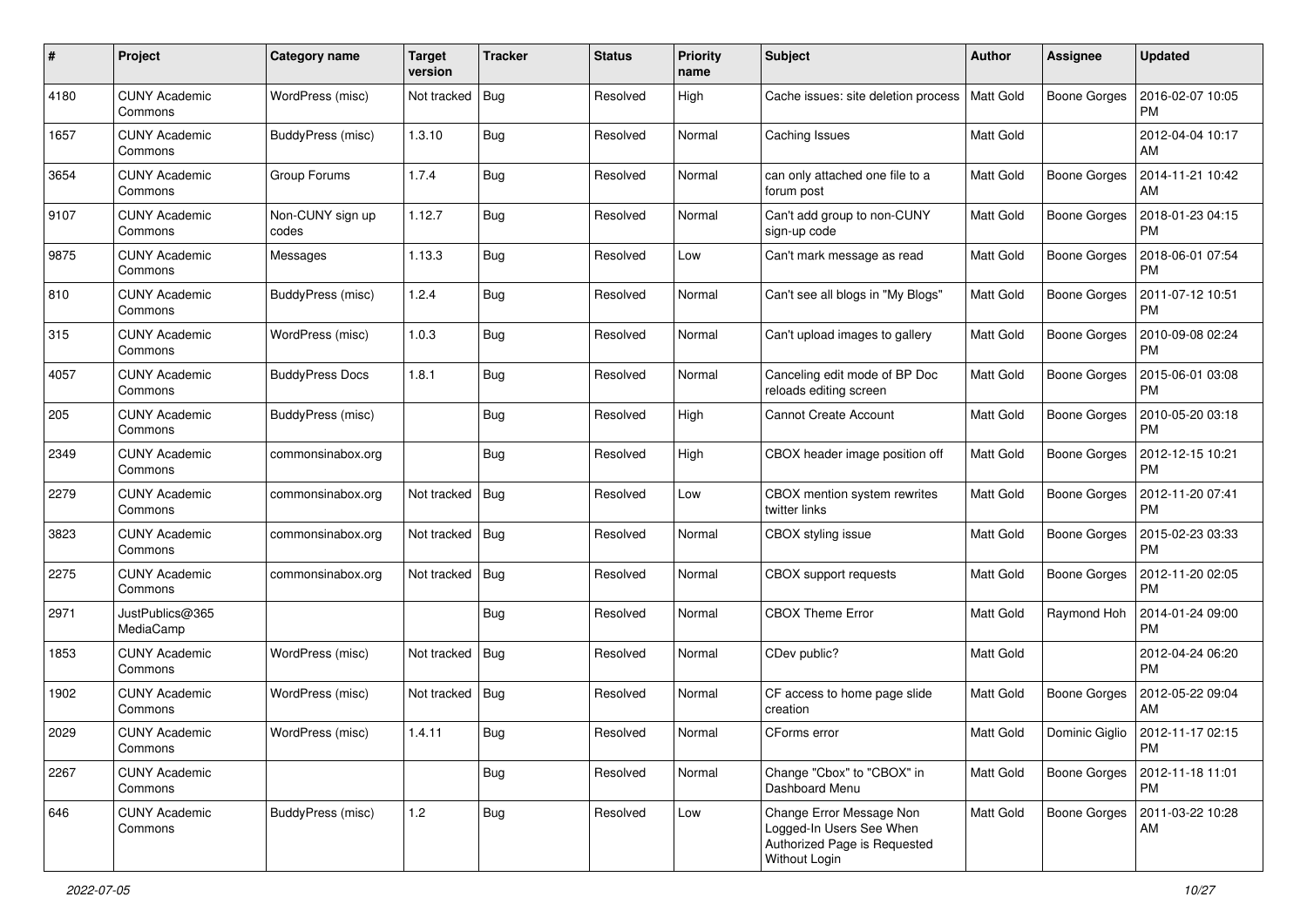| # | Project | Category name | Target version | Tracker | Status | Priority name | Subject | Author | Assignee | Updated |
|---|---|---|---|---|---|---|---|---|---|---|
| 4180 | CUNY Academic Commons | WordPress (misc) | Not tracked | Bug | Resolved | High | Cache issues: site deletion process | Matt Gold | Boone Gorges | 2016-02-07 10:05 PM |
| 1657 | CUNY Academic Commons | BuddyPress (misc) | 1.3.10 | Bug | Resolved | Normal | Caching Issues | Matt Gold | | 2012-04-04 10:17 AM |
| 3654 | CUNY Academic Commons | Group Forums | 1.7.4 | Bug | Resolved | Normal | can only attached one file to a forum post | Matt Gold | Boone Gorges | 2014-11-21 10:42 AM |
| 9107 | CUNY Academic Commons | Non-CUNY sign up codes | 1.12.7 | Bug | Resolved | Normal | Can't add group to non-CUNY sign-up code | Matt Gold | Boone Gorges | 2018-01-23 04:15 PM |
| 9875 | CUNY Academic Commons | Messages | 1.13.3 | Bug | Resolved | Low | Can't mark message as read | Matt Gold | Boone Gorges | 2018-06-01 07:54 PM |
| 810 | CUNY Academic Commons | BuddyPress (misc) | 1.2.4 | Bug | Resolved | Normal | Can't see all blogs in "My Blogs" | Matt Gold | Boone Gorges | 2011-07-12 10:51 PM |
| 315 | CUNY Academic Commons | WordPress (misc) | 1.0.3 | Bug | Resolved | Normal | Can't upload images to gallery | Matt Gold | Boone Gorges | 2010-09-08 02:24 PM |
| 4057 | CUNY Academic Commons | BuddyPress Docs | 1.8.1 | Bug | Resolved | Normal | Canceling edit mode of BP Doc reloads editing screen | Matt Gold | Boone Gorges | 2015-06-01 03:08 PM |
| 205 | CUNY Academic Commons | BuddyPress (misc) | | Bug | Resolved | High | Cannot Create Account | Matt Gold | Boone Gorges | 2010-05-20 03:18 PM |
| 2349 | CUNY Academic Commons | commonsinabox.org | | Bug | Resolved | High | CBOX header image position off | Matt Gold | Boone Gorges | 2012-12-15 10:21 PM |
| 2279 | CUNY Academic Commons | commonsinabox.org | Not tracked | Bug | Resolved | Low | CBOX mention system rewrites twitter links | Matt Gold | Boone Gorges | 2012-11-20 07:41 PM |
| 3823 | CUNY Academic Commons | commonsinabox.org | Not tracked | Bug | Resolved | Normal | CBOX styling issue | Matt Gold | Boone Gorges | 2015-02-23 03:33 PM |
| 2275 | CUNY Academic Commons | commonsinabox.org | Not tracked | Bug | Resolved | Normal | CBOX support requests | Matt Gold | Boone Gorges | 2012-11-20 02:05 PM |
| 2971 | JustPublics@365 MediaCamp | | | Bug | Resolved | Normal | CBOX Theme Error | Matt Gold | Raymond Hoh | 2014-01-24 09:00 PM |
| 1853 | CUNY Academic Commons | WordPress (misc) | Not tracked | Bug | Resolved | Normal | CDev public? | Matt Gold | | 2012-04-24 06:20 PM |
| 1902 | CUNY Academic Commons | WordPress (misc) | Not tracked | Bug | Resolved | Normal | CF access to home page slide creation | Matt Gold | Boone Gorges | 2012-05-22 09:04 AM |
| 2029 | CUNY Academic Commons | WordPress (misc) | 1.4.11 | Bug | Resolved | Normal | CForms error | Matt Gold | Dominic Giglio | 2012-11-17 02:15 PM |
| 2267 | CUNY Academic Commons | | | Bug | Resolved | Normal | Change "Cbox" to "CBOX" in Dashboard Menu | Matt Gold | Boone Gorges | 2012-11-18 11:01 PM |
| 646 | CUNY Academic Commons | BuddyPress (misc) | 1.2 | Bug | Resolved | Low | Change Error Message Non Logged-In Users See When Authorized Page is Requested Without Login | Matt Gold | Boone Gorges | 2011-03-22 10:28 AM |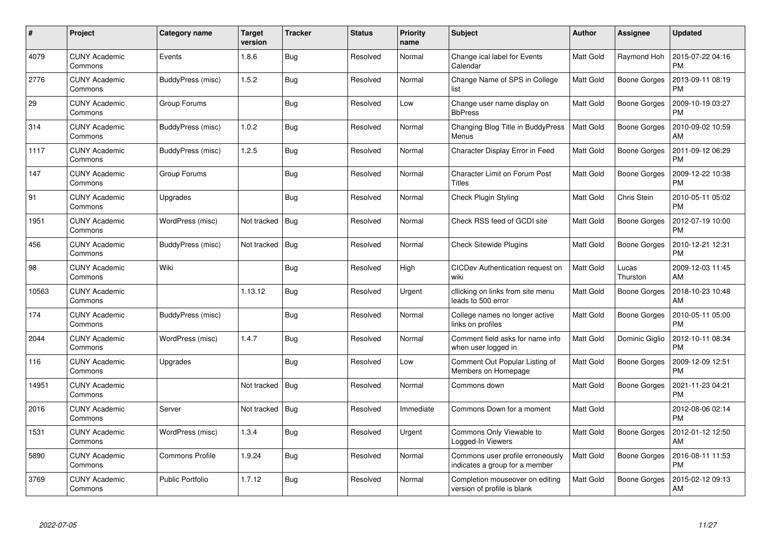| # | Project | Category name | Target version | Tracker | Status | Priority name | Subject | Author | Assignee | Updated |
|---|---|---|---|---|---|---|---|---|---|---|
| 4079 | CUNY Academic Commons | Events | 1.8.6 | Bug | Resolved | Normal | Change ical label for Events Calendar | Matt Gold | Raymond Hoh | 2015-07-22 04:16 PM |
| 2776 | CUNY Academic Commons | BuddyPress (misc) | 1.5.2 | Bug | Resolved | Normal | Change Name of SPS in College list | Matt Gold | Boone Gorges | 2013-09-11 08:19 PM |
| 29 | CUNY Academic Commons | Group Forums | | Bug | Resolved | Low | Change user name display on BbPress | Matt Gold | Boone Gorges | 2009-10-19 03:27 PM |
| 314 | CUNY Academic Commons | BuddyPress (misc) | 1.0.2 | Bug | Resolved | Normal | Changing Blog Title in BuddyPress Menus | Matt Gold | Boone Gorges | 2010-09-02 10:59 AM |
| 1117 | CUNY Academic Commons | BuddyPress (misc) | 1.2.5 | Bug | Resolved | Normal | Character Display Error in Feed | Matt Gold | Boone Gorges | 2011-09-12 06:29 PM |
| 147 | CUNY Academic Commons | Group Forums | | Bug | Resolved | Normal | Character Limit on Forum Post Titles | Matt Gold | Boone Gorges | 2009-12-22 10:38 PM |
| 91 | CUNY Academic Commons | Upgrades | | Bug | Resolved | Normal | Check Plugin Styling | Matt Gold | Chris Stein | 2010-05-11 05:02 PM |
| 1951 | CUNY Academic Commons | WordPress (misc) | Not tracked | Bug | Resolved | Normal | Check RSS feed of GCDI site | Matt Gold | Boone Gorges | 2012-07-19 10:00 PM |
| 456 | CUNY Academic Commons | BuddyPress (misc) | Not tracked | Bug | Resolved | Normal | Check Sitewide Plugins | Matt Gold | Boone Gorges | 2010-12-21 12:31 PM |
| 98 | CUNY Academic Commons | Wiki | | Bug | Resolved | High | CICDev Authentication request on wiki | Matt Gold | Lucas Thurston | 2009-12-03 11:45 AM |
| 10563 | CUNY Academic Commons | | 1.13.12 | Bug | Resolved | Urgent | cllicking on links from site menu leads to 500 error | Matt Gold | Boone Gorges | 2018-10-23 10:48 AM |
| 174 | CUNY Academic Commons | BuddyPress (misc) | | Bug | Resolved | Normal | College names no longer active links on profiles | Matt Gold | Boone Gorges | 2010-05-11 05:00 PM |
| 2044 | CUNY Academic Commons | WordPress (misc) | 1.4.7 | Bug | Resolved | Normal | Comment field asks for name info when user logged in | Matt Gold | Dominic Giglio | 2012-10-11 08:34 PM |
| 116 | CUNY Academic Commons | Upgrades | | Bug | Resolved | Low | Comment Out Popular Listing of Members on Homepage | Matt Gold | Boone Gorges | 2009-12-09 12:51 PM |
| 14951 | CUNY Academic Commons | | Not tracked | Bug | Resolved | Normal | Commons down | Matt Gold | Boone Gorges | 2021-11-23 04:21 PM |
| 2016 | CUNY Academic Commons | Server | Not tracked | Bug | Resolved | Immediate | Commons Down for a moment | Matt Gold | | 2012-08-06 02:14 PM |
| 1531 | CUNY Academic Commons | WordPress (misc) | 1.3.4 | Bug | Resolved | Urgent | Commons Only Viewable to Logged-In Viewers | Matt Gold | Boone Gorges | 2012-01-12 12:50 AM |
| 5890 | CUNY Academic Commons | Commons Profile | 1.9.24 | Bug | Resolved | Normal | Commons user profile erroneously indicates a group for a member | Matt Gold | Boone Gorges | 2016-08-11 11:53 PM |
| 3769 | CUNY Academic Commons | Public Portfolio | 1.7.12 | Bug | Resolved | Normal | Completion mouseover on editing version of profile is blank | Matt Gold | Boone Gorges | 2015-02-12 09:13 AM |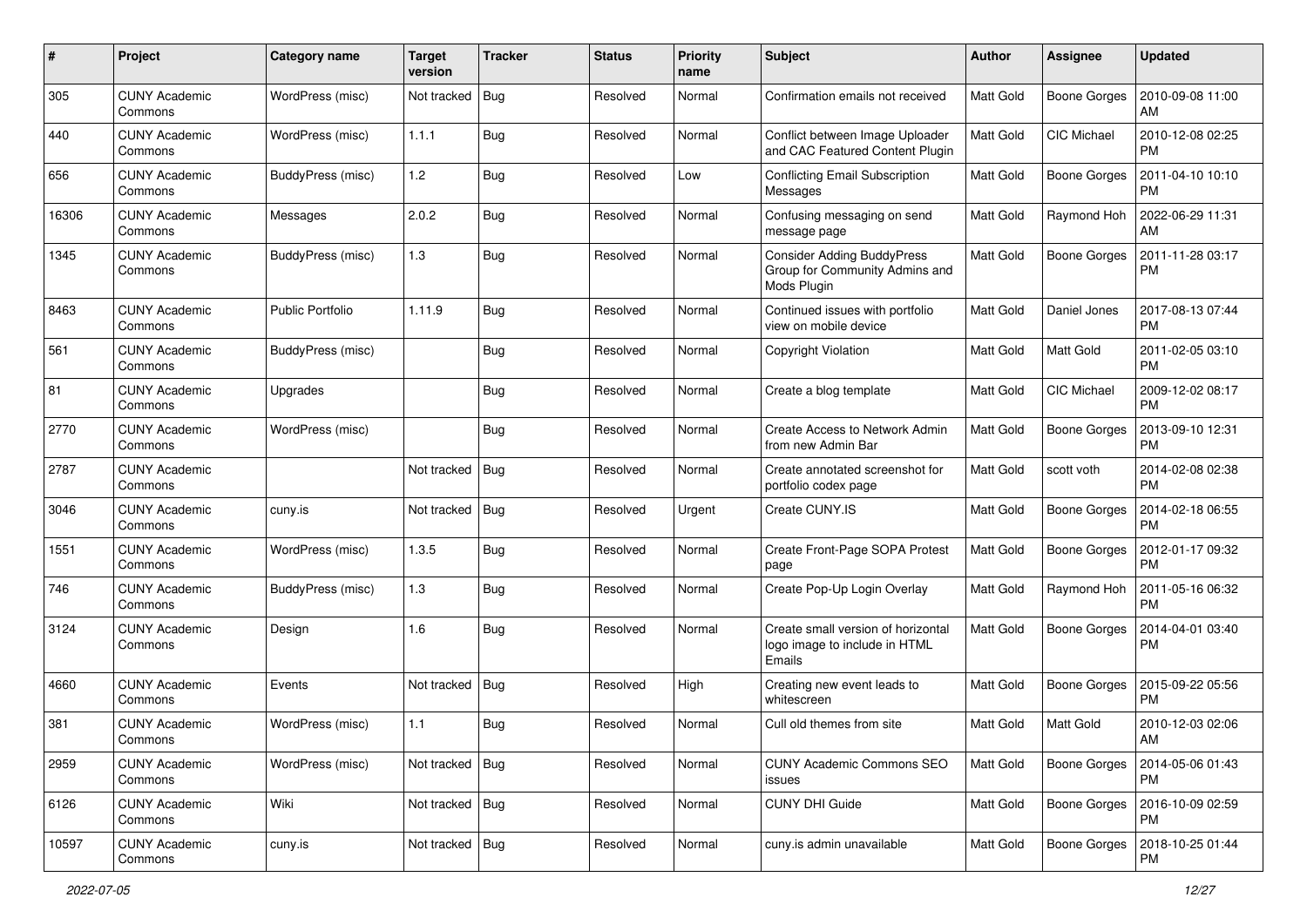| # | Project | Category name | Target version | Tracker | Status | Priority name | Subject | Author | Assignee | Updated |
|---|---|---|---|---|---|---|---|---|---|---|
| 305 | CUNY Academic Commons | WordPress (misc) | Not tracked | Bug | Resolved | Normal | Confirmation emails not received | Matt Gold | Boone Gorges | 2010-09-08 11:00 AM |
| 440 | CUNY Academic Commons | WordPress (misc) | 1.1.1 | Bug | Resolved | Normal | Conflict between Image Uploader and CAC Featured Content Plugin | Matt Gold | CIC Michael | 2010-12-08 02:25 PM |
| 656 | CUNY Academic Commons | BuddyPress (misc) | 1.2 | Bug | Resolved | Low | Conflicting Email Subscription Messages | Matt Gold | Boone Gorges | 2011-04-10 10:10 PM |
| 16306 | CUNY Academic Commons | Messages | 2.0.2 | Bug | Resolved | Normal | Confusing messaging on send message page | Matt Gold | Raymond Hoh | 2022-06-29 11:31 AM |
| 1345 | CUNY Academic Commons | BuddyPress (misc) | 1.3 | Bug | Resolved | Normal | Consider Adding BuddyPress Group for Community Admins and Mods Plugin | Matt Gold | Boone Gorges | 2011-11-28 03:17 PM |
| 8463 | CUNY Academic Commons | Public Portfolio | 1.11.9 | Bug | Resolved | Normal | Continued issues with portfolio view on mobile device | Matt Gold | Daniel Jones | 2017-08-13 07:44 PM |
| 561 | CUNY Academic Commons | BuddyPress (misc) | | Bug | Resolved | Normal | Copyright Violation | Matt Gold | Matt Gold | 2011-02-05 03:10 PM |
| 81 | CUNY Academic Commons | Upgrades | | Bug | Resolved | Normal | Create a blog template | Matt Gold | CIC Michael | 2009-12-02 08:17 PM |
| 2770 | CUNY Academic Commons | WordPress (misc) | | Bug | Resolved | Normal | Create Access to Network Admin from new Admin Bar | Matt Gold | Boone Gorges | 2013-09-10 12:31 PM |
| 2787 | CUNY Academic Commons | | Not tracked | Bug | Resolved | Normal | Create annotated screenshot for portfolio codex page | Matt Gold | scott voth | 2014-02-08 02:38 PM |
| 3046 | CUNY Academic Commons | cuny.is | Not tracked | Bug | Resolved | Urgent | Create CUNY.IS | Matt Gold | Boone Gorges | 2014-02-18 06:55 PM |
| 1551 | CUNY Academic Commons | WordPress (misc) | 1.3.5 | Bug | Resolved | Normal | Create Front-Page SOPA Protest page | Matt Gold | Boone Gorges | 2012-01-17 09:32 PM |
| 746 | CUNY Academic Commons | BuddyPress (misc) | 1.3 | Bug | Resolved | Normal | Create Pop-Up Login Overlay | Matt Gold | Raymond Hoh | 2011-05-16 06:32 PM |
| 3124 | CUNY Academic Commons | Design | 1.6 | Bug | Resolved | Normal | Create small version of horizontal logo image to include in HTML Emails | Matt Gold | Boone Gorges | 2014-04-01 03:40 PM |
| 4660 | CUNY Academic Commons | Events | Not tracked | Bug | Resolved | High | Creating new event leads to whitescreen | Matt Gold | Boone Gorges | 2015-09-22 05:56 PM |
| 381 | CUNY Academic Commons | WordPress (misc) | 1.1 | Bug | Resolved | Normal | Cull old themes from site | Matt Gold | Matt Gold | 2010-12-03 02:06 AM |
| 2959 | CUNY Academic Commons | WordPress (misc) | Not tracked | Bug | Resolved | Normal | CUNY Academic Commons SEO issues | Matt Gold | Boone Gorges | 2014-05-06 01:43 PM |
| 6126 | CUNY Academic Commons | Wiki | Not tracked | Bug | Resolved | Normal | CUNY DHI Guide | Matt Gold | Boone Gorges | 2016-10-09 02:59 PM |
| 10597 | CUNY Academic Commons | cuny.is | Not tracked | Bug | Resolved | Normal | cuny.is admin unavailable | Matt Gold | Boone Gorges | 2018-10-25 01:44 PM |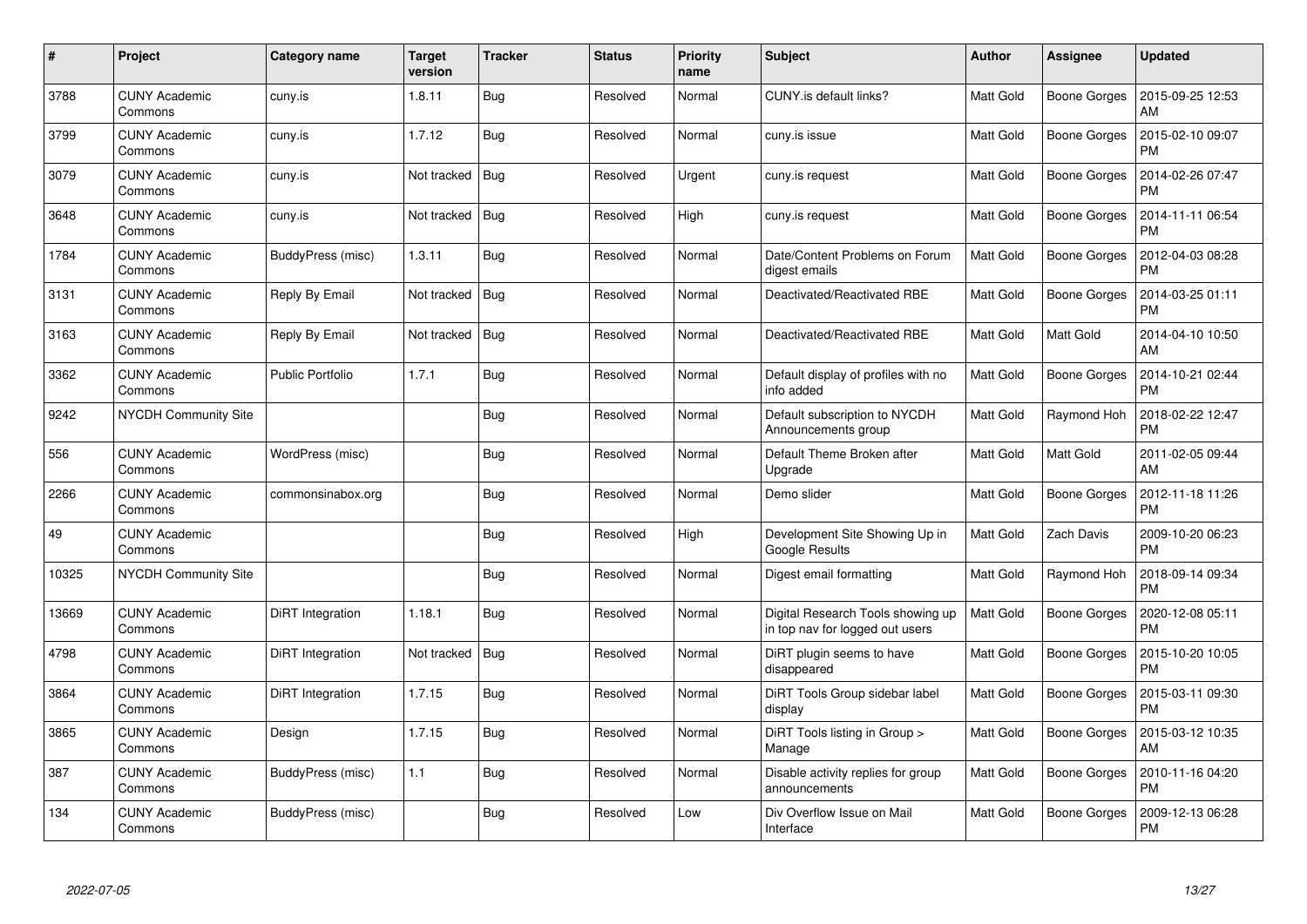| # | Project | Category name | Target version | Tracker | Status | Priority name | Subject | Author | Assignee | Updated |
|---|---|---|---|---|---|---|---|---|---|---|
| 3788 | CUNY Academic Commons | cuny.is | 1.8.11 | Bug | Resolved | Normal | CUNY.is default links? | Matt Gold | Boone Gorges | 2015-09-25 12:53 AM |
| 3799 | CUNY Academic Commons | cuny.is | 1.7.12 | Bug | Resolved | Normal | cuny.is issue | Matt Gold | Boone Gorges | 2015-02-10 09:07 PM |
| 3079 | CUNY Academic Commons | cuny.is | Not tracked | Bug | Resolved | Urgent | cuny.is request | Matt Gold | Boone Gorges | 2014-02-26 07:47 PM |
| 3648 | CUNY Academic Commons | cuny.is | Not tracked | Bug | Resolved | High | cuny.is request | Matt Gold | Boone Gorges | 2014-11-11 06:54 PM |
| 1784 | CUNY Academic Commons | BuddyPress (misc) | 1.3.11 | Bug | Resolved | Normal | Date/Content Problems on Forum digest emails | Matt Gold | Boone Gorges | 2012-04-03 08:28 PM |
| 3131 | CUNY Academic Commons | Reply By Email | Not tracked | Bug | Resolved | Normal | Deactivated/Reactivated RBE | Matt Gold | Boone Gorges | 2014-03-25 01:11 PM |
| 3163 | CUNY Academic Commons | Reply By Email | Not tracked | Bug | Resolved | Normal | Deactivated/Reactivated RBE | Matt Gold | Matt Gold | 2014-04-10 10:50 AM |
| 3362 | CUNY Academic Commons | Public Portfolio | 1.7.1 | Bug | Resolved | Normal | Default display of profiles with no info added | Matt Gold | Boone Gorges | 2014-10-21 02:44 PM |
| 9242 | NYCDH Community Site | | | Bug | Resolved | Normal | Default subscription to NYCDH Announcements group | Matt Gold | Raymond Hoh | 2018-02-22 12:47 PM |
| 556 | CUNY Academic Commons | WordPress (misc) | | Bug | Resolved | Normal | Default Theme Broken after Upgrade | Matt Gold | Matt Gold | 2011-02-05 09:44 AM |
| 2266 | CUNY Academic Commons | commonsinabox.org | | Bug | Resolved | Normal | Demo slider | Matt Gold | Boone Gorges | 2012-11-18 11:26 PM |
| 49 | CUNY Academic Commons | | | Bug | Resolved | High | Development Site Showing Up in Google Results | Matt Gold | Zach Davis | 2009-10-20 06:23 PM |
| 10325 | NYCDH Community Site | | | Bug | Resolved | Normal | Digest email formatting | Matt Gold | Raymond Hoh | 2018-09-14 09:34 PM |
| 13669 | CUNY Academic Commons | DiRT Integration | 1.18.1 | Bug | Resolved | Normal | Digital Research Tools showing up in top nav for logged out users | Matt Gold | Boone Gorges | 2020-12-08 05:11 PM |
| 4798 | CUNY Academic Commons | DiRT Integration | Not tracked | Bug | Resolved | Normal | DiRT plugin seems to have disappeared | Matt Gold | Boone Gorges | 2015-10-20 10:05 PM |
| 3864 | CUNY Academic Commons | DiRT Integration | 1.7.15 | Bug | Resolved | Normal | DiRT Tools Group sidebar label display | Matt Gold | Boone Gorges | 2015-03-11 09:30 PM |
| 3865 | CUNY Academic Commons | Design | 1.7.15 | Bug | Resolved | Normal | DiRT Tools listing in Group > Manage | Matt Gold | Boone Gorges | 2015-03-12 10:35 AM |
| 387 | CUNY Academic Commons | BuddyPress (misc) | 1.1 | Bug | Resolved | Normal | Disable activity replies for group announcements | Matt Gold | Boone Gorges | 2010-11-16 04:20 PM |
| 134 | CUNY Academic Commons | BuddyPress (misc) | | Bug | Resolved | Low | Div Overflow Issue on Mail Interface | Matt Gold | Boone Gorges | 2009-12-13 06:28 PM |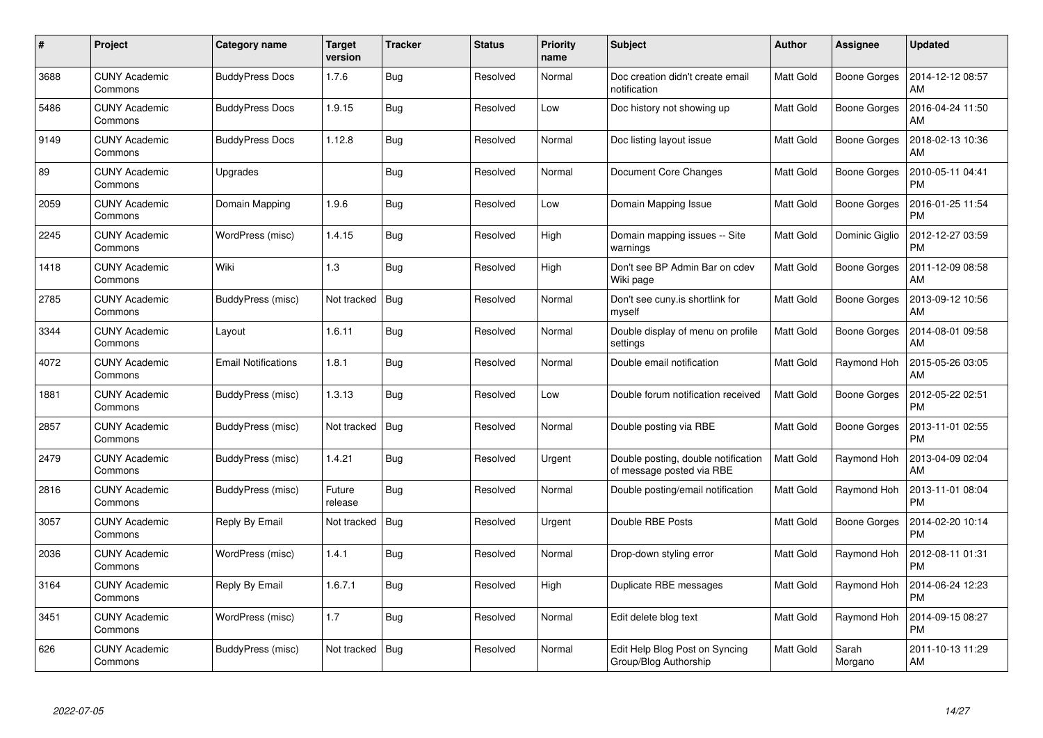| # | Project | Category name | Target version | Tracker | Status | Priority name | Subject | Author | Assignee | Updated |
|---|---|---|---|---|---|---|---|---|---|---|
| 3688 | CUNY Academic Commons | BuddyPress Docs | 1.7.6 | Bug | Resolved | Normal | Doc creation didn't create email notification | Matt Gold | Boone Gorges | 2014-12-12 08:57 AM |
| 5486 | CUNY Academic Commons | BuddyPress Docs | 1.9.15 | Bug | Resolved | Low | Doc history not showing up | Matt Gold | Boone Gorges | 2016-04-24 11:50 AM |
| 9149 | CUNY Academic Commons | BuddyPress Docs | 1.12.8 | Bug | Resolved | Normal | Doc listing layout issue | Matt Gold | Boone Gorges | 2018-02-13 10:36 AM |
| 89 | CUNY Academic Commons | Upgrades | | Bug | Resolved | Normal | Document Core Changes | Matt Gold | Boone Gorges | 2010-05-11 04:41 PM |
| 2059 | CUNY Academic Commons | Domain Mapping | 1.9.6 | Bug | Resolved | Low | Domain Mapping Issue | Matt Gold | Boone Gorges | 2016-01-25 11:54 PM |
| 2245 | CUNY Academic Commons | WordPress (misc) | 1.4.15 | Bug | Resolved | High | Domain mapping issues -- Site warnings | Matt Gold | Dominic Giglio | 2012-12-27 03:59 PM |
| 1418 | CUNY Academic Commons | Wiki | 1.3 | Bug | Resolved | High | Don't see BP Admin Bar on cdev Wiki page | Matt Gold | Boone Gorges | 2011-12-09 08:58 AM |
| 2785 | CUNY Academic Commons | BuddyPress (misc) | Not tracked | Bug | Resolved | Normal | Don't see cuny.is shortlink for myself | Matt Gold | Boone Gorges | 2013-09-12 10:56 AM |
| 3344 | CUNY Academic Commons | Layout | 1.6.11 | Bug | Resolved | Normal | Double display of menu on profile settings | Matt Gold | Boone Gorges | 2014-08-01 09:58 AM |
| 4072 | CUNY Academic Commons | Email Notifications | 1.8.1 | Bug | Resolved | Normal | Double email notification | Matt Gold | Raymond Hoh | 2015-05-26 03:05 AM |
| 1881 | CUNY Academic Commons | BuddyPress (misc) | 1.3.13 | Bug | Resolved | Low | Double forum notification received | Matt Gold | Boone Gorges | 2012-05-22 02:51 PM |
| 2857 | CUNY Academic Commons | BuddyPress (misc) | Not tracked | Bug | Resolved | Normal | Double posting via RBE | Matt Gold | Boone Gorges | 2013-11-01 02:55 PM |
| 2479 | CUNY Academic Commons | BuddyPress (misc) | 1.4.21 | Bug | Resolved | Urgent | Double posting, double notification of message posted via RBE | Matt Gold | Raymond Hoh | 2013-04-09 02:04 AM |
| 2816 | CUNY Academic Commons | BuddyPress (misc) | Future release | Bug | Resolved | Normal | Double posting/email notification | Matt Gold | Raymond Hoh | 2013-11-01 08:04 PM |
| 3057 | CUNY Academic Commons | Reply By Email | Not tracked | Bug | Resolved | Urgent | Double RBE Posts | Matt Gold | Boone Gorges | 2014-02-20 10:14 PM |
| 2036 | CUNY Academic Commons | WordPress (misc) | 1.4.1 | Bug | Resolved | Normal | Drop-down styling error | Matt Gold | Raymond Hoh | 2012-08-11 01:31 PM |
| 3164 | CUNY Academic Commons | Reply By Email | 1.6.7.1 | Bug | Resolved | High | Duplicate RBE messages | Matt Gold | Raymond Hoh | 2014-06-24 12:23 PM |
| 3451 | CUNY Academic Commons | WordPress (misc) | 1.7 | Bug | Resolved | Normal | Edit delete blog text | Matt Gold | Raymond Hoh | 2014-09-15 08:27 PM |
| 626 | CUNY Academic Commons | BuddyPress (misc) | Not tracked | Bug | Resolved | Normal | Edit Help Blog Post on Syncing Group/Blog Authorship | Matt Gold | Sarah Morgano | 2011-10-13 11:29 AM |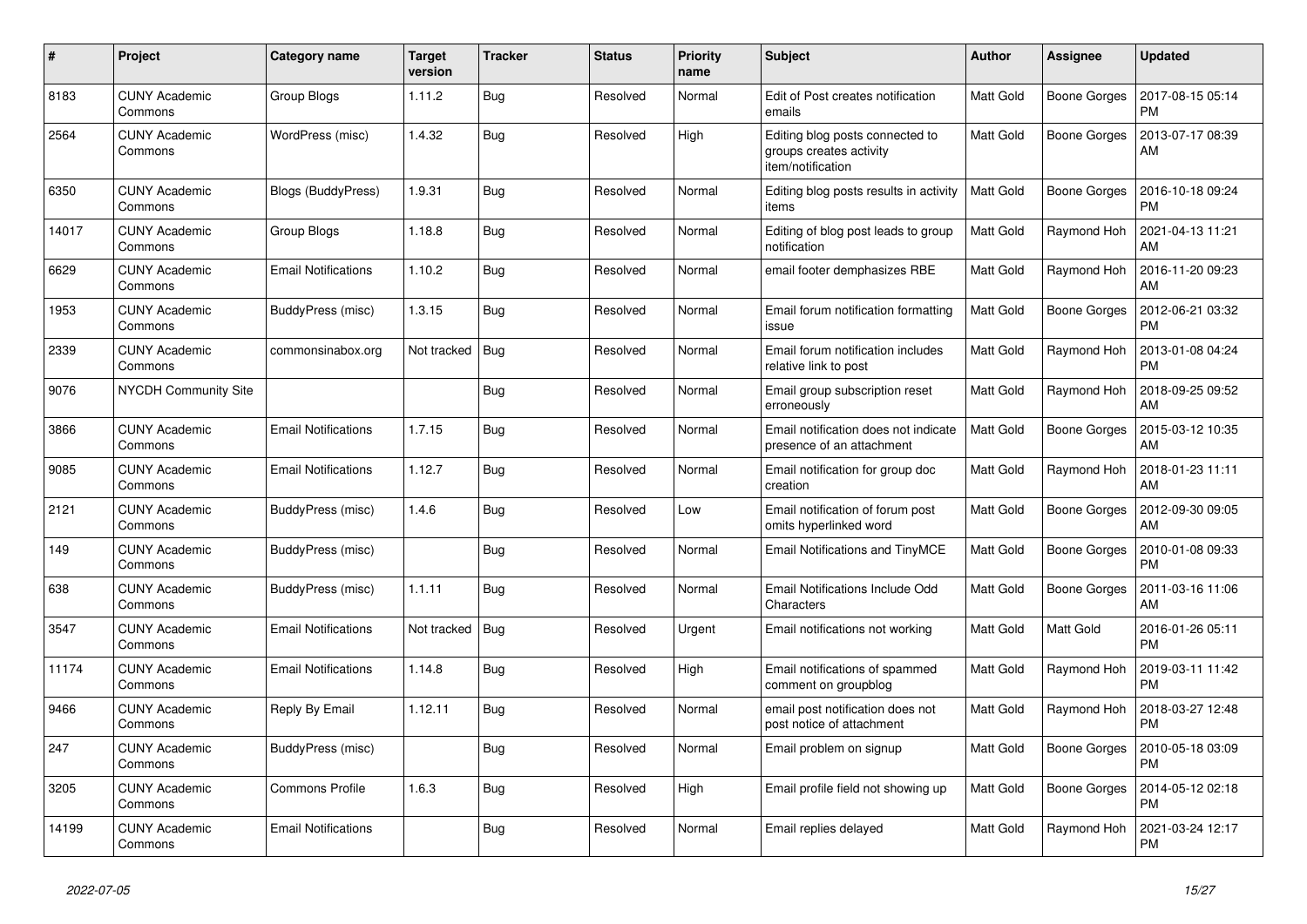| # | Project | Category name | Target version | Tracker | Status | Priority name | Subject | Author | Assignee | Updated |
|---|---|---|---|---|---|---|---|---|---|---|
| 8183 | CUNY Academic Commons | Group Blogs | 1.11.2 | Bug | Resolved | Normal | Edit of Post creates notification emails | Matt Gold | Boone Gorges | 2017-08-15 05:14 PM |
| 2564 | CUNY Academic Commons | WordPress (misc) | 1.4.32 | Bug | Resolved | High | Editing blog posts connected to groups creates activity item/notification | Matt Gold | Boone Gorges | 2013-07-17 08:39 AM |
| 6350 | CUNY Academic Commons | Blogs (BuddyPress) | 1.9.31 | Bug | Resolved | Normal | Editing blog posts results in activity items | Matt Gold | Boone Gorges | 2016-10-18 09:24 PM |
| 14017 | CUNY Academic Commons | Group Blogs | 1.18.8 | Bug | Resolved | Normal | Editing of blog post leads to group notification | Matt Gold | Raymond Hoh | 2021-04-13 11:21 AM |
| 6629 | CUNY Academic Commons | Email Notifications | 1.10.2 | Bug | Resolved | Normal | email footer demphasizes RBE | Matt Gold | Raymond Hoh | 2016-11-20 09:23 AM |
| 1953 | CUNY Academic Commons | BuddyPress (misc) | 1.3.15 | Bug | Resolved | Normal | Email forum notification formatting issue | Matt Gold | Boone Gorges | 2012-06-21 03:32 PM |
| 2339 | CUNY Academic Commons | commonsinabox.org | Not tracked | Bug | Resolved | Normal | Email forum notification includes relative link to post | Matt Gold | Raymond Hoh | 2013-01-08 04:24 PM |
| 9076 | NYCDH Community Site | | | Bug | Resolved | Normal | Email group subscription reset erroneously | Matt Gold | Raymond Hoh | 2018-09-25 09:52 AM |
| 3866 | CUNY Academic Commons | Email Notifications | 1.7.15 | Bug | Resolved | Normal | Email notification does not indicate presence of an attachment | Matt Gold | Boone Gorges | 2015-03-12 10:35 AM |
| 9085 | CUNY Academic Commons | Email Notifications | 1.12.7 | Bug | Resolved | Normal | Email notification for group doc creation | Matt Gold | Raymond Hoh | 2018-01-23 11:11 AM |
| 2121 | CUNY Academic Commons | BuddyPress (misc) | 1.4.6 | Bug | Resolved | Low | Email notification of forum post omits hyperlinked word | Matt Gold | Boone Gorges | 2012-09-30 09:05 AM |
| 149 | CUNY Academic Commons | BuddyPress (misc) | | Bug | Resolved | Normal | Email Notifications and TinyMCE | Matt Gold | Boone Gorges | 2010-01-08 09:33 PM |
| 638 | CUNY Academic Commons | BuddyPress (misc) | 1.1.11 | Bug | Resolved | Normal | Email Notifications Include Odd Characters | Matt Gold | Boone Gorges | 2011-03-16 11:06 AM |
| 3547 | CUNY Academic Commons | Email Notifications | Not tracked | Bug | Resolved | Urgent | Email notifications not working | Matt Gold | Matt Gold | 2016-01-26 05:11 PM |
| 11174 | CUNY Academic Commons | Email Notifications | 1.14.8 | Bug | Resolved | High | Email notifications of spammed comment on groupblog | Matt Gold | Raymond Hoh | 2019-03-11 11:42 PM |
| 9466 | CUNY Academic Commons | Reply By Email | 1.12.11 | Bug | Resolved | Normal | email post notification does not post notice of attachment | Matt Gold | Raymond Hoh | 2018-03-27 12:48 PM |
| 247 | CUNY Academic Commons | BuddyPress (misc) | | Bug | Resolved | Normal | Email problem on signup | Matt Gold | Boone Gorges | 2010-05-18 03:09 PM |
| 3205 | CUNY Academic Commons | Commons Profile | 1.6.3 | Bug | Resolved | High | Email profile field not showing up | Matt Gold | Boone Gorges | 2014-05-12 02:18 PM |
| 14199 | CUNY Academic Commons | Email Notifications | | Bug | Resolved | Normal | Email replies delayed | Matt Gold | Raymond Hoh | 2021-03-24 12:17 PM |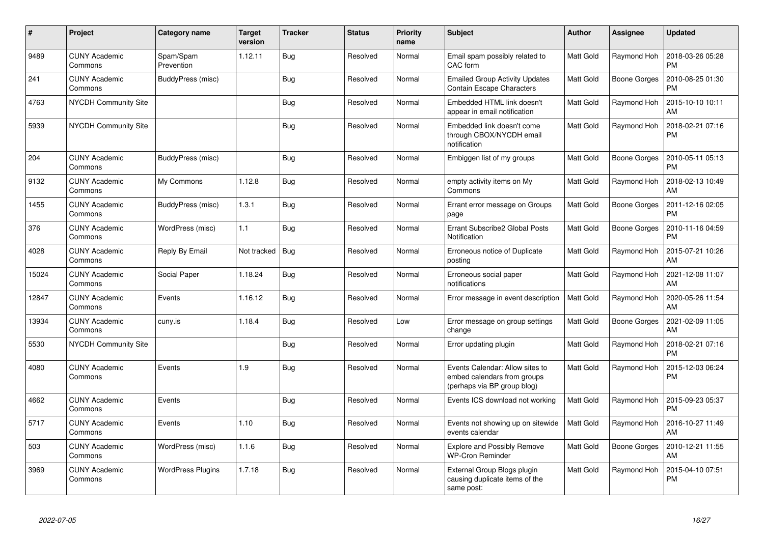| # | Project | Category name | Target version | Tracker | Status | Priority name | Subject | Author | Assignee | Updated |
|---|---|---|---|---|---|---|---|---|---|---|
| 9489 | CUNY Academic Commons | Spam/Spam Prevention | 1.12.11 | Bug | Resolved | Normal | Email spam possibly related to CAC form | Matt Gold | Raymond Hoh | 2018-03-26 05:28 PM |
| 241 | CUNY Academic Commons | BuddyPress (misc) | | Bug | Resolved | Normal | Emailed Group Activity Updates Contain Escape Characters | Matt Gold | Boone Gorges | 2010-08-25 01:30 PM |
| 4763 | NYCDH Community Site | | | Bug | Resolved | Normal | Embedded HTML link doesn't appear in email notification | Matt Gold | Raymond Hoh | 2015-10-10 10:11 AM |
| 5939 | NYCDH Community Site | | | Bug | Resolved | Normal | Embedded link doesn't come through CBOX/NYCDH email notification | Matt Gold | Raymond Hoh | 2018-02-21 07:16 PM |
| 204 | CUNY Academic Commons | BuddyPress (misc) | | Bug | Resolved | Normal | Embiggen list of my groups | Matt Gold | Boone Gorges | 2010-05-11 05:13 PM |
| 9132 | CUNY Academic Commons | My Commons | 1.12.8 | Bug | Resolved | Normal | empty activity items on My Commons | Matt Gold | Raymond Hoh | 2018-02-13 10:49 AM |
| 1455 | CUNY Academic Commons | BuddyPress (misc) | 1.3.1 | Bug | Resolved | Normal | Errant error message on Groups page | Matt Gold | Boone Gorges | 2011-12-16 02:05 PM |
| 376 | CUNY Academic Commons | WordPress (misc) | 1.1 | Bug | Resolved | Normal | Errant Subscribe2 Global Posts Notification | Matt Gold | Boone Gorges | 2010-11-16 04:59 PM |
| 4028 | CUNY Academic Commons | Reply By Email | Not tracked | Bug | Resolved | Normal | Erroneous notice of Duplicate posting | Matt Gold | Raymond Hoh | 2015-07-21 10:26 AM |
| 15024 | CUNY Academic Commons | Social Paper | 1.18.24 | Bug | Resolved | Normal | Erroneous social paper notifications | Matt Gold | Raymond Hoh | 2021-12-08 11:07 AM |
| 12847 | CUNY Academic Commons | Events | 1.16.12 | Bug | Resolved | Normal | Error message in event description | Matt Gold | Raymond Hoh | 2020-05-26 11:54 AM |
| 13934 | CUNY Academic Commons | cuny.is | 1.18.4 | Bug | Resolved | Low | Error message on group settings change | Matt Gold | Boone Gorges | 2021-02-09 11:05 AM |
| 5530 | NYCDH Community Site | | | Bug | Resolved | Normal | Error updating plugin | Matt Gold | Raymond Hoh | 2018-02-21 07:16 PM |
| 4080 | CUNY Academic Commons | Events | 1.9 | Bug | Resolved | Normal | Events Calendar: Allow sites to embed calendars from groups (perhaps via BP group blog) | Matt Gold | Raymond Hoh | 2015-12-03 06:24 PM |
| 4662 | CUNY Academic Commons | Events | | Bug | Resolved | Normal | Events ICS download not working | Matt Gold | Raymond Hoh | 2015-09-23 05:37 PM |
| 5717 | CUNY Academic Commons | Events | 1.10 | Bug | Resolved | Normal | Events not showing up on sitewide events calendar | Matt Gold | Raymond Hoh | 2016-10-27 11:49 AM |
| 503 | CUNY Academic Commons | WordPress (misc) | 1.1.6 | Bug | Resolved | Normal | Explore and Possibly Remove WP-Cron Reminder | Matt Gold | Boone Gorges | 2010-12-21 11:55 AM |
| 3969 | CUNY Academic Commons | WordPress Plugins | 1.7.18 | Bug | Resolved | Normal | External Group Blogs plugin causing duplicate items of the same post: | Matt Gold | Raymond Hoh | 2015-04-10 07:51 PM |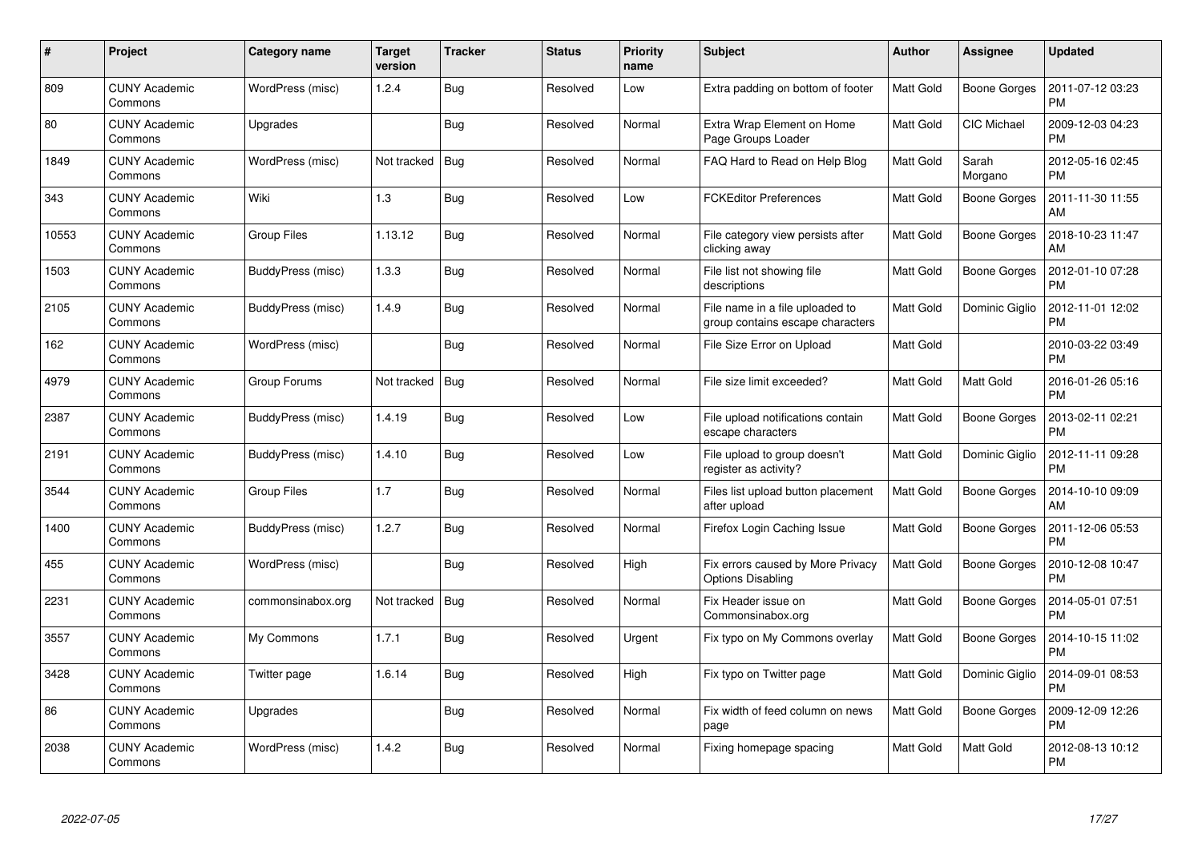| # | Project | Category name | Target version | Tracker | Status | Priority name | Subject | Author | Assignee | Updated |
|---|---|---|---|---|---|---|---|---|---|---|
| 809 | CUNY Academic Commons | WordPress (misc) | 1.2.4 | Bug | Resolved | Low | Extra padding on bottom of footer | Matt Gold | Boone Gorges | 2011-07-12 03:23 PM |
| 80 | CUNY Academic Commons | Upgrades | | Bug | Resolved | Normal | Extra Wrap Element on Home Page Groups Loader | Matt Gold | CIC Michael | 2009-12-03 04:23 PM |
| 1849 | CUNY Academic Commons | WordPress (misc) | Not tracked | Bug | Resolved | Normal | FAQ Hard to Read on Help Blog | Matt Gold | Sarah Morgano | 2012-05-16 02:45 PM |
| 343 | CUNY Academic Commons | Wiki | 1.3 | Bug | Resolved | Low | FCKEditor Preferences | Matt Gold | Boone Gorges | 2011-11-30 11:55 AM |
| 10553 | CUNY Academic Commons | Group Files | 1.13.12 | Bug | Resolved | Normal | File category view persists after clicking away | Matt Gold | Boone Gorges | 2018-10-23 11:47 AM |
| 1503 | CUNY Academic Commons | BuddyPress (misc) | 1.3.3 | Bug | Resolved | Normal | File list not showing file descriptions | Matt Gold | Boone Gorges | 2012-01-10 07:28 PM |
| 2105 | CUNY Academic Commons | BuddyPress (misc) | 1.4.9 | Bug | Resolved | Normal | File name in a file uploaded to group contains escape characters | Matt Gold | Dominic Giglio | 2012-11-01 12:02 PM |
| 162 | CUNY Academic Commons | WordPress (misc) | | Bug | Resolved | Normal | File Size Error on Upload | Matt Gold | | 2010-03-22 03:49 PM |
| 4979 | CUNY Academic Commons | Group Forums | Not tracked | Bug | Resolved | Normal | File size limit exceeded? | Matt Gold | Matt Gold | 2016-01-26 05:16 PM |
| 2387 | CUNY Academic Commons | BuddyPress (misc) | 1.4.19 | Bug | Resolved | Low | File upload notifications contain escape characters | Matt Gold | Boone Gorges | 2013-02-11 02:21 PM |
| 2191 | CUNY Academic Commons | BuddyPress (misc) | 1.4.10 | Bug | Resolved | Low | File upload to group doesn't register as activity? | Matt Gold | Dominic Giglio | 2012-11-11 09:28 PM |
| 3544 | CUNY Academic Commons | Group Files | 1.7 | Bug | Resolved | Normal | Files list upload button placement after upload | Matt Gold | Boone Gorges | 2014-10-10 09:09 AM |
| 1400 | CUNY Academic Commons | BuddyPress (misc) | 1.2.7 | Bug | Resolved | Normal | Firefox Login Caching Issue | Matt Gold | Boone Gorges | 2011-12-06 05:53 PM |
| 455 | CUNY Academic Commons | WordPress (misc) | | Bug | Resolved | High | Fix errors caused by More Privacy Options Disabling | Matt Gold | Boone Gorges | 2010-12-08 10:47 PM |
| 2231 | CUNY Academic Commons | commonsinabox.org | Not tracked | Bug | Resolved | Normal | Fix Header issue on Commonsinabox.org | Matt Gold | Boone Gorges | 2014-05-01 07:51 PM |
| 3557 | CUNY Academic Commons | My Commons | 1.7.1 | Bug | Resolved | Urgent | Fix typo on My Commons overlay | Matt Gold | Boone Gorges | 2014-10-15 11:02 PM |
| 3428 | CUNY Academic Commons | Twitter page | 1.6.14 | Bug | Resolved | High | Fix typo on Twitter page | Matt Gold | Dominic Giglio | 2014-09-01 08:53 PM |
| 86 | CUNY Academic Commons | Upgrades | | Bug | Resolved | Normal | Fix width of feed column on news page | Matt Gold | Boone Gorges | 2009-12-09 12:26 PM |
| 2038 | CUNY Academic Commons | WordPress (misc) | 1.4.2 | Bug | Resolved | Normal | Fixing homepage spacing | Matt Gold | Matt Gold | 2012-08-13 10:12 PM |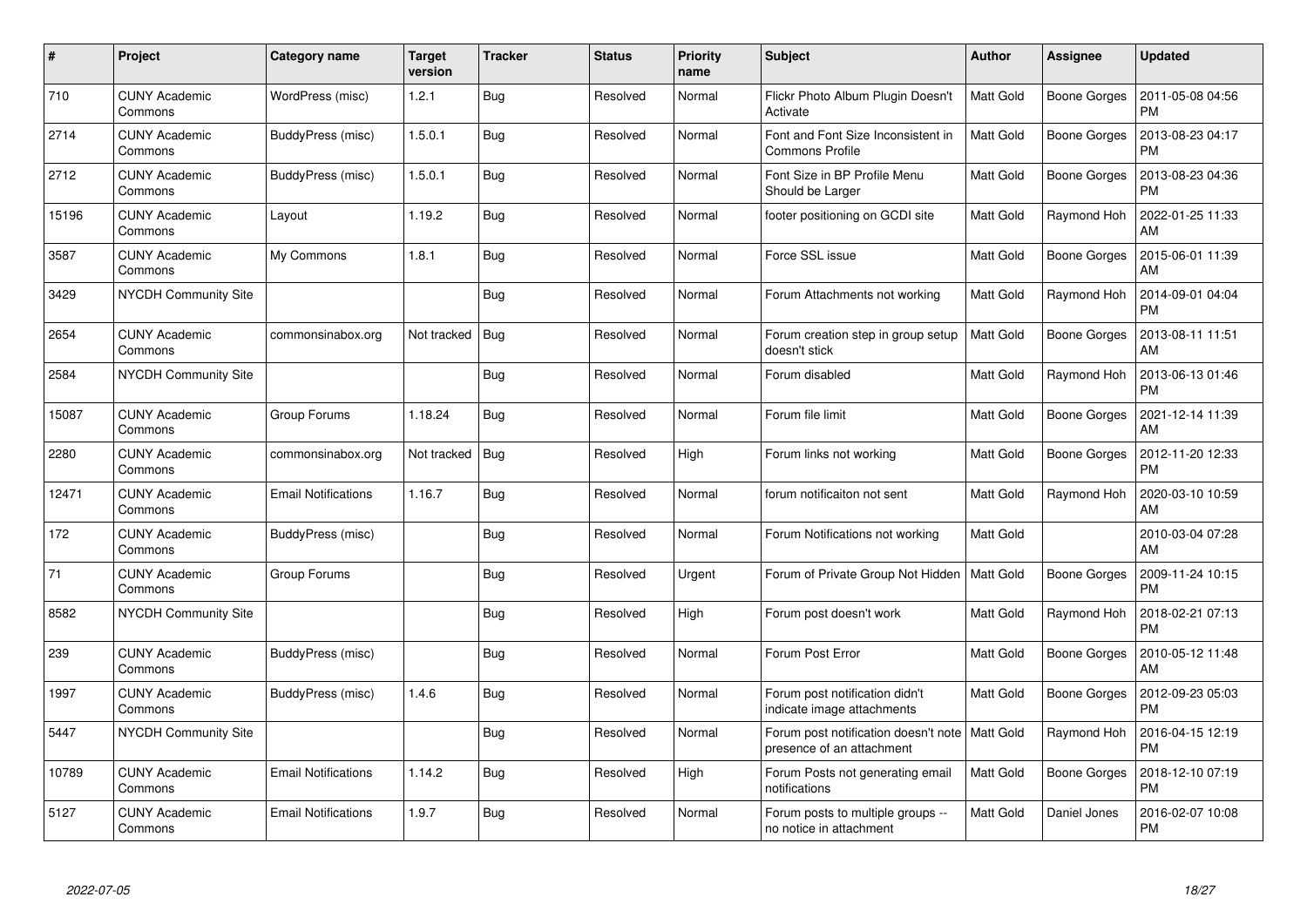| # | Project | Category name | Target version | Tracker | Status | Priority name | Subject | Author | Assignee | Updated |
|---|---|---|---|---|---|---|---|---|---|---|
| 710 | CUNY Academic Commons | WordPress (misc) | 1.2.1 | Bug | Resolved | Normal | Flickr Photo Album Plugin Doesn't Activate | Matt Gold | Boone Gorges | 2011-05-08 04:56 PM |
| 2714 | CUNY Academic Commons | BuddyPress (misc) | 1.5.0.1 | Bug | Resolved | Normal | Font and Font Size Inconsistent in Commons Profile | Matt Gold | Boone Gorges | 2013-08-23 04:17 PM |
| 2712 | CUNY Academic Commons | BuddyPress (misc) | 1.5.0.1 | Bug | Resolved | Normal | Font Size in BP Profile Menu Should be Larger | Matt Gold | Boone Gorges | 2013-08-23 04:36 PM |
| 15196 | CUNY Academic Commons | Layout | 1.19.2 | Bug | Resolved | Normal | footer positioning on GCDI site | Matt Gold | Raymond Hoh | 2022-01-25 11:33 AM |
| 3587 | CUNY Academic Commons | My Commons | 1.8.1 | Bug | Resolved | Normal | Force SSL issue | Matt Gold | Boone Gorges | 2015-06-01 11:39 AM |
| 3429 | NYCDH Community Site | | | Bug | Resolved | Normal | Forum Attachments not working | Matt Gold | Raymond Hoh | 2014-09-01 04:04 PM |
| 2654 | CUNY Academic Commons | commonsinabox.org | Not tracked | Bug | Resolved | Normal | Forum creation step in group setup doesn't stick | Matt Gold | Boone Gorges | 2013-08-11 11:51 AM |
| 2584 | NYCDH Community Site | | | Bug | Resolved | Normal | Forum disabled | Matt Gold | Raymond Hoh | 2013-06-13 01:46 PM |
| 15087 | CUNY Academic Commons | Group Forums | 1.18.24 | Bug | Resolved | Normal | Forum file limit | Matt Gold | Boone Gorges | 2021-12-14 11:39 AM |
| 2280 | CUNY Academic Commons | commonsinabox.org | Not tracked | Bug | Resolved | High | Forum links not working | Matt Gold | Boone Gorges | 2012-11-20 12:33 PM |
| 12471 | CUNY Academic Commons | Email Notifications | 1.16.7 | Bug | Resolved | Normal | forum notificaiton not sent | Matt Gold | Raymond Hoh | 2020-03-10 10:59 AM |
| 172 | CUNY Academic Commons | BuddyPress (misc) | | Bug | Resolved | Normal | Forum Notifications not working | Matt Gold | | 2010-03-04 07:28 AM |
| 71 | CUNY Academic Commons | Group Forums | | Bug | Resolved | Urgent | Forum of Private Group Not Hidden | Matt Gold | Boone Gorges | 2009-11-24 10:15 PM |
| 8582 | NYCDH Community Site | | | Bug | Resolved | High | Forum post doesn't work | Matt Gold | Raymond Hoh | 2018-02-21 07:13 PM |
| 239 | CUNY Academic Commons | BuddyPress (misc) | | Bug | Resolved | Normal | Forum Post Error | Matt Gold | Boone Gorges | 2010-05-12 11:48 AM |
| 1997 | CUNY Academic Commons | BuddyPress (misc) | 1.4.6 | Bug | Resolved | Normal | Forum post notification didn't indicate image attachments | Matt Gold | Boone Gorges | 2012-09-23 05:03 PM |
| 5447 | NYCDH Community Site | | | Bug | Resolved | Normal | Forum post notification doesn't note presence of an attachment | Matt Gold | Raymond Hoh | 2016-04-15 12:19 PM |
| 10789 | CUNY Academic Commons | Email Notifications | 1.14.2 | Bug | Resolved | High | Forum Posts not generating email notifications | Matt Gold | Boone Gorges | 2018-12-10 07:19 PM |
| 5127 | CUNY Academic Commons | Email Notifications | 1.9.7 | Bug | Resolved | Normal | Forum posts to multiple groups -- no notice in attachment | Matt Gold | Daniel Jones | 2016-02-07 10:08 PM |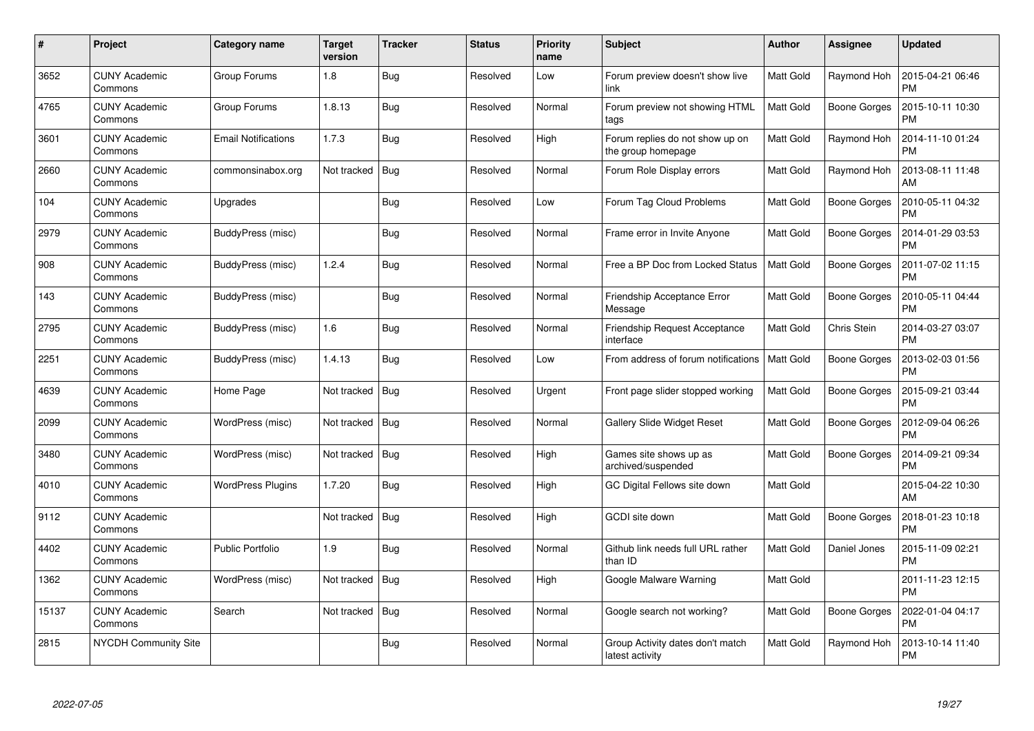| # | Project | Category name | Target version | Tracker | Status | Priority name | Subject | Author | Assignee | Updated |
|---|---|---|---|---|---|---|---|---|---|---|
| 3652 | CUNY Academic Commons | Group Forums | 1.8 | Bug | Resolved | Low | Forum preview doesn't show live link | Matt Gold | Raymond Hoh | 2015-04-21 06:46 PM |
| 4765 | CUNY Academic Commons | Group Forums | 1.8.13 | Bug | Resolved | Normal | Forum preview not showing HTML tags | Matt Gold | Boone Gorges | 2015-10-11 10:30 PM |
| 3601 | CUNY Academic Commons | Email Notifications | 1.7.3 | Bug | Resolved | High | Forum replies do not show up on the group homepage | Matt Gold | Raymond Hoh | 2014-11-10 01:24 PM |
| 2660 | CUNY Academic Commons | commonsinabox.org | Not tracked | Bug | Resolved | Normal | Forum Role Display errors | Matt Gold | Raymond Hoh | 2013-08-11 11:48 AM |
| 104 | CUNY Academic Commons | Upgrades | | Bug | Resolved | Low | Forum Tag Cloud Problems | Matt Gold | Boone Gorges | 2010-05-11 04:32 PM |
| 2979 | CUNY Academic Commons | BuddyPress (misc) | | Bug | Resolved | Normal | Frame error in Invite Anyone | Matt Gold | Boone Gorges | 2014-01-29 03:53 PM |
| 908 | CUNY Academic Commons | BuddyPress (misc) | 1.2.4 | Bug | Resolved | Normal | Free a BP Doc from Locked Status | Matt Gold | Boone Gorges | 2011-07-02 11:15 PM |
| 143 | CUNY Academic Commons | BuddyPress (misc) | | Bug | Resolved | Normal | Friendship Acceptance Error Message | Matt Gold | Boone Gorges | 2010-05-11 04:44 PM |
| 2795 | CUNY Academic Commons | BuddyPress (misc) | 1.6 | Bug | Resolved | Normal | Friendship Request Acceptance interface | Matt Gold | Chris Stein | 2014-03-27 03:07 PM |
| 2251 | CUNY Academic Commons | BuddyPress (misc) | 1.4.13 | Bug | Resolved | Low | From address of forum notifications | Matt Gold | Boone Gorges | 2013-02-03 01:56 PM |
| 4639 | CUNY Academic Commons | Home Page | Not tracked | Bug | Resolved | Urgent | Front page slider stopped working | Matt Gold | Boone Gorges | 2015-09-21 03:44 PM |
| 2099 | CUNY Academic Commons | WordPress (misc) | Not tracked | Bug | Resolved | Normal | Gallery Slide Widget Reset | Matt Gold | Boone Gorges | 2012-09-04 06:26 PM |
| 3480 | CUNY Academic Commons | WordPress (misc) | Not tracked | Bug | Resolved | High | Games site shows up as archived/suspended | Matt Gold | Boone Gorges | 2014-09-21 09:34 PM |
| 4010 | CUNY Academic Commons | WordPress Plugins | 1.7.20 | Bug | Resolved | High | GC Digital Fellows site down | Matt Gold | | 2015-04-22 10:30 AM |
| 9112 | CUNY Academic Commons | | Not tracked | Bug | Resolved | High | GCDI site down | Matt Gold | Boone Gorges | 2018-01-23 10:18 PM |
| 4402 | CUNY Academic Commons | Public Portfolio | 1.9 | Bug | Resolved | Normal | Github link needs full URL rather than ID | Matt Gold | Daniel Jones | 2015-11-09 02:21 PM |
| 1362 | CUNY Academic Commons | WordPress (misc) | Not tracked | Bug | Resolved | High | Google Malware Warning | Matt Gold | | 2011-11-23 12:15 PM |
| 15137 | CUNY Academic Commons | Search | Not tracked | Bug | Resolved | Normal | Google search not working? | Matt Gold | Boone Gorges | 2022-01-04 04:17 PM |
| 2815 | NYCDH Community Site | | | Bug | Resolved | Normal | Group Activity dates don't match latest activity | Matt Gold | Raymond Hoh | 2013-10-14 11:40 PM |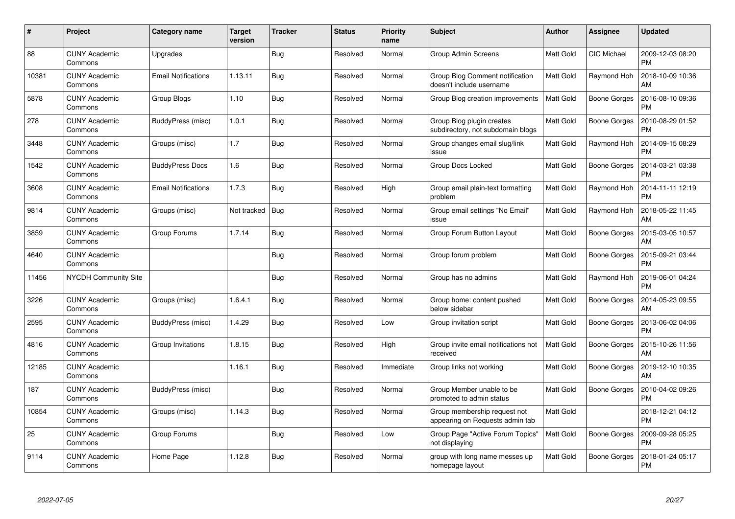| # | Project | Category name | Target version | Tracker | Status | Priority name | Subject | Author | Assignee | Updated |
|---|---|---|---|---|---|---|---|---|---|---|
| 88 | CUNY Academic Commons | Upgrades | | Bug | Resolved | Normal | Group Admin Screens | Matt Gold | CIC Michael | 2009-12-03 08:20 PM |
| 10381 | CUNY Academic Commons | Email Notifications | 1.13.11 | Bug | Resolved | Normal | Group Blog Comment notification doesn't include username | Matt Gold | Raymond Hoh | 2018-10-09 10:36 AM |
| 5878 | CUNY Academic Commons | Group Blogs | 1.10 | Bug | Resolved | Normal | Group Blog creation improvements | Matt Gold | Boone Gorges | 2016-08-10 09:36 PM |
| 278 | CUNY Academic Commons | BuddyPress (misc) | 1.0.1 | Bug | Resolved | Normal | Group Blog plugin creates subdirectory, not subdomain blogs | Matt Gold | Boone Gorges | 2010-08-29 01:52 PM |
| 3448 | CUNY Academic Commons | Groups (misc) | 1.7 | Bug | Resolved | Normal | Group changes email slug/link issue | Matt Gold | Raymond Hoh | 2014-09-15 08:29 PM |
| 1542 | CUNY Academic Commons | BuddyPress Docs | 1.6 | Bug | Resolved | Normal | Group Docs Locked | Matt Gold | Boone Gorges | 2014-03-21 03:38 PM |
| 3608 | CUNY Academic Commons | Email Notifications | 1.7.3 | Bug | Resolved | High | Group email plain-text formatting problem | Matt Gold | Raymond Hoh | 2014-11-11 12:19 PM |
| 9814 | CUNY Academic Commons | Groups (misc) | Not tracked | Bug | Resolved | Normal | Group email settings "No Email" issue | Matt Gold | Raymond Hoh | 2018-05-22 11:45 AM |
| 3859 | CUNY Academic Commons | Group Forums | 1.7.14 | Bug | Resolved | Normal | Group Forum Button Layout | Matt Gold | Boone Gorges | 2015-03-05 10:57 AM |
| 4640 | CUNY Academic Commons | | | Bug | Resolved | Normal | Group forum problem | Matt Gold | Boone Gorges | 2015-09-21 03:44 PM |
| 11456 | NYCDH Community Site | | | Bug | Resolved | Normal | Group has no admins | Matt Gold | Raymond Hoh | 2019-06-01 04:24 PM |
| 3226 | CUNY Academic Commons | Groups (misc) | 1.6.4.1 | Bug | Resolved | Normal | Group home: content pushed below sidebar | Matt Gold | Boone Gorges | 2014-05-23 09:55 AM |
| 2595 | CUNY Academic Commons | BuddyPress (misc) | 1.4.29 | Bug | Resolved | Low | Group invitation script | Matt Gold | Boone Gorges | 2013-06-02 04:06 PM |
| 4816 | CUNY Academic Commons | Group Invitations | 1.8.15 | Bug | Resolved | High | Group invite email notifications not received | Matt Gold | Boone Gorges | 2015-10-26 11:56 AM |
| 12185 | CUNY Academic Commons | | 1.16.1 | Bug | Resolved | Immediate | Group links not working | Matt Gold | Boone Gorges | 2019-12-10 10:35 AM |
| 187 | CUNY Academic Commons | BuddyPress (misc) | | Bug | Resolved | Normal | Group Member unable to be promoted to admin status | Matt Gold | Boone Gorges | 2010-04-02 09:26 PM |
| 10854 | CUNY Academic Commons | Groups (misc) | 1.14.3 | Bug | Resolved | Normal | Group membership request not appearing on Requests admin tab | Matt Gold | | 2018-12-21 04:12 PM |
| 25 | CUNY Academic Commons | Group Forums | | Bug | Resolved | Low | Group Page "Active Forum Topics" not displaying | Matt Gold | Boone Gorges | 2009-09-28 05:25 PM |
| 9114 | CUNY Academic Commons | Home Page | 1.12.8 | Bug | Resolved | Normal | group with long name messes up homepage layout | Matt Gold | Boone Gorges | 2018-01-24 05:17 PM |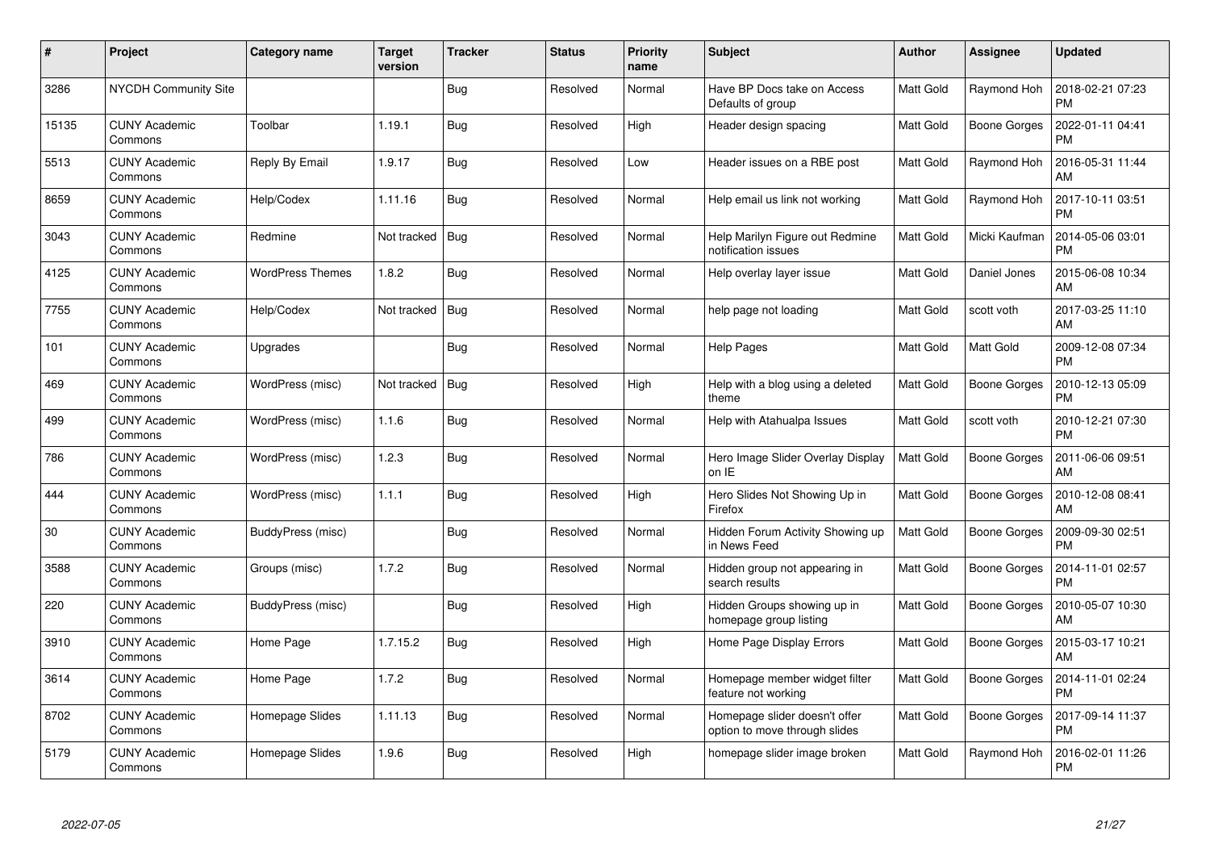| # | Project | Category name | Target version | Tracker | Status | Priority name | Subject | Author | Assignee | Updated |
|---|---|---|---|---|---|---|---|---|---|---|
| 3286 | NYCDH Community Site | | | Bug | Resolved | Normal | Have BP Docs take on Access Defaults of group | Matt Gold | Raymond Hoh | 2018-02-21 07:23 PM |
| 15135 | CUNY Academic Commons | Toolbar | 1.19.1 | Bug | Resolved | High | Header design spacing | Matt Gold | Boone Gorges | 2022-01-11 04:41 PM |
| 5513 | CUNY Academic Commons | Reply By Email | 1.9.17 | Bug | Resolved | Low | Header issues on a RBE post | Matt Gold | Raymond Hoh | 2016-05-31 11:44 AM |
| 8659 | CUNY Academic Commons | Help/Codex | 1.11.16 | Bug | Resolved | Normal | Help email us link not working | Matt Gold | Raymond Hoh | 2017-10-11 03:51 PM |
| 3043 | CUNY Academic Commons | Redmine | Not tracked | Bug | Resolved | Normal | Help Marilyn Figure out Redmine notification issues | Matt Gold | Micki Kaufman | 2014-05-06 03:01 PM |
| 4125 | CUNY Academic Commons | WordPress Themes | 1.8.2 | Bug | Resolved | Normal | Help overlay layer issue | Matt Gold | Daniel Jones | 2015-06-08 10:34 AM |
| 7755 | CUNY Academic Commons | Help/Codex | Not tracked | Bug | Resolved | Normal | help page not loading | Matt Gold | scott voth | 2017-03-25 11:10 AM |
| 101 | CUNY Academic Commons | Upgrades | | Bug | Resolved | Normal | Help Pages | Matt Gold | Matt Gold | 2009-12-08 07:34 PM |
| 469 | CUNY Academic Commons | WordPress (misc) | Not tracked | Bug | Resolved | High | Help with a blog using a deleted theme | Matt Gold | Boone Gorges | 2010-12-13 05:09 PM |
| 499 | CUNY Academic Commons | WordPress (misc) | 1.1.6 | Bug | Resolved | Normal | Help with Atahualpa Issues | Matt Gold | scott voth | 2010-12-21 07:30 PM |
| 786 | CUNY Academic Commons | WordPress (misc) | 1.2.3 | Bug | Resolved | Normal | Hero Image Slider Overlay Display on IE | Matt Gold | Boone Gorges | 2011-06-06 09:51 AM |
| 444 | CUNY Academic Commons | WordPress (misc) | 1.1.1 | Bug | Resolved | High | Hero Slides Not Showing Up in Firefox | Matt Gold | Boone Gorges | 2010-12-08 08:41 AM |
| 30 | CUNY Academic Commons | BuddyPress (misc) | | Bug | Resolved | Normal | Hidden Forum Activity Showing up in News Feed | Matt Gold | Boone Gorges | 2009-09-30 02:51 PM |
| 3588 | CUNY Academic Commons | Groups (misc) | 1.7.2 | Bug | Resolved | Normal | Hidden group not appearing in search results | Matt Gold | Boone Gorges | 2014-11-01 02:57 PM |
| 220 | CUNY Academic Commons | BuddyPress (misc) | | Bug | Resolved | High | Hidden Groups showing up in homepage group listing | Matt Gold | Boone Gorges | 2010-05-07 10:30 AM |
| 3910 | CUNY Academic Commons | Home Page | 1.7.15.2 | Bug | Resolved | High | Home Page Display Errors | Matt Gold | Boone Gorges | 2015-03-17 10:21 AM |
| 3614 | CUNY Academic Commons | Home Page | 1.7.2 | Bug | Resolved | Normal | Homepage member widget filter feature not working | Matt Gold | Boone Gorges | 2014-11-01 02:24 PM |
| 8702 | CUNY Academic Commons | Homepage Slides | 1.11.13 | Bug | Resolved | Normal | Homepage slider doesn't offer option to move through slides | Matt Gold | Boone Gorges | 2017-09-14 11:37 PM |
| 5179 | CUNY Academic Commons | Homepage Slides | 1.9.6 | Bug | Resolved | High | homepage slider image broken | Matt Gold | Raymond Hoh | 2016-02-01 11:26 PM |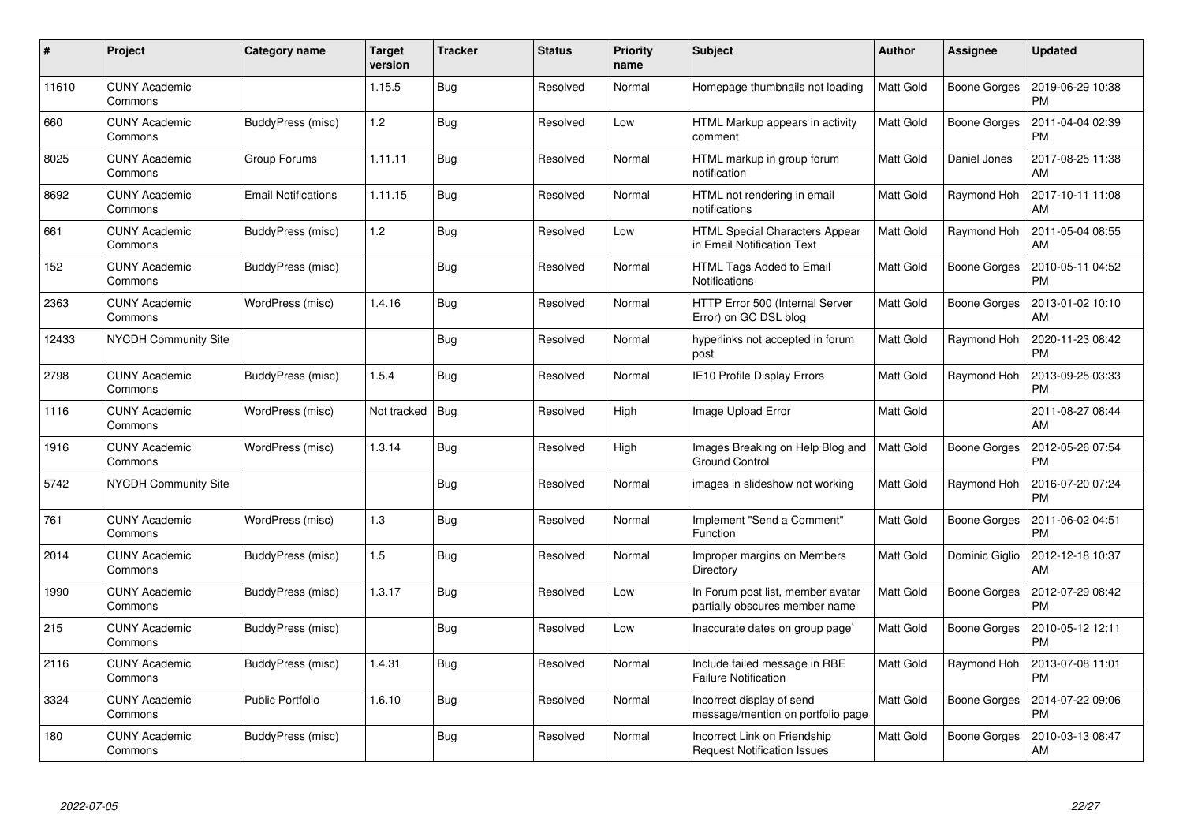| # | Project | Category name | Target version | Tracker | Status | Priority name | Subject | Author | Assignee | Updated |
|---|---|---|---|---|---|---|---|---|---|---|
| 11610 | CUNY Academic Commons | | 1.15.5 | Bug | Resolved | Normal | Homepage thumbnails not loading | Matt Gold | Boone Gorges | 2019-06-29 10:38 PM |
| 660 | CUNY Academic Commons | BuddyPress (misc) | 1.2 | Bug | Resolved | Low | HTML Markup appears in activity comment | Matt Gold | Boone Gorges | 2011-04-04 02:39 PM |
| 8025 | CUNY Academic Commons | Group Forums | 1.11.11 | Bug | Resolved | Normal | HTML markup in group forum notification | Matt Gold | Daniel Jones | 2017-08-25 11:38 AM |
| 8692 | CUNY Academic Commons | Email Notifications | 1.11.15 | Bug | Resolved | Normal | HTML not rendering in email notifications | Matt Gold | Raymond Hoh | 2017-10-11 11:08 AM |
| 661 | CUNY Academic Commons | BuddyPress (misc) | 1.2 | Bug | Resolved | Low | HTML Special Characters Appear in Email Notification Text | Matt Gold | Raymond Hoh | 2011-05-04 08:55 AM |
| 152 | CUNY Academic Commons | BuddyPress (misc) | | Bug | Resolved | Normal | HTML Tags Added to Email Notifications | Matt Gold | Boone Gorges | 2010-05-11 04:52 PM |
| 2363 | CUNY Academic Commons | WordPress (misc) | 1.4.16 | Bug | Resolved | Normal | HTTP Error 500 (Internal Server Error) on GC DSL blog | Matt Gold | Boone Gorges | 2013-01-02 10:10 AM |
| 12433 | NYCDH Community Site | | | Bug | Resolved | Normal | hyperlinks not accepted in forum post | Matt Gold | Raymond Hoh | 2020-11-23 08:42 PM |
| 2798 | CUNY Academic Commons | BuddyPress (misc) | 1.5.4 | Bug | Resolved | Normal | IE10 Profile Display Errors | Matt Gold | Raymond Hoh | 2013-09-25 03:33 PM |
| 1116 | CUNY Academic Commons | WordPress (misc) | Not tracked | Bug | Resolved | High | Image Upload Error | Matt Gold | | 2011-08-27 08:44 AM |
| 1916 | CUNY Academic Commons | WordPress (misc) | 1.3.14 | Bug | Resolved | High | Images Breaking on Help Blog and Ground Control | Matt Gold | Boone Gorges | 2012-05-26 07:54 PM |
| 5742 | NYCDH Community Site | | | Bug | Resolved | Normal | images in slideshow not working | Matt Gold | Raymond Hoh | 2016-07-20 07:24 PM |
| 761 | CUNY Academic Commons | WordPress (misc) | 1.3 | Bug | Resolved | Normal | Implement "Send a Comment" Function | Matt Gold | Boone Gorges | 2011-06-02 04:51 PM |
| 2014 | CUNY Academic Commons | BuddyPress (misc) | 1.5 | Bug | Resolved | Normal | Improper margins on Members Directory | Matt Gold | Dominic Giglio | 2012-12-18 10:37 AM |
| 1990 | CUNY Academic Commons | BuddyPress (misc) | 1.3.17 | Bug | Resolved | Low | In Forum post list, member avatar partially obscures member name | Matt Gold | Boone Gorges | 2012-07-29 08:42 PM |
| 215 | CUNY Academic Commons | BuddyPress (misc) | | Bug | Resolved | Low | Inaccurate dates on group page` | Matt Gold | Boone Gorges | 2010-05-12 12:11 PM |
| 2116 | CUNY Academic Commons | BuddyPress (misc) | 1.4.31 | Bug | Resolved | Normal | Include failed message in RBE Failure Notification | Matt Gold | Raymond Hoh | 2013-07-08 11:01 PM |
| 3324 | CUNY Academic Commons | Public Portfolio | 1.6.10 | Bug | Resolved | Normal | Incorrect display of send message/mention on portfolio page | Matt Gold | Boone Gorges | 2014-07-22 09:06 PM |
| 180 | CUNY Academic Commons | BuddyPress (misc) | | Bug | Resolved | Normal | Incorrect Link on Friendship Request Notification Issues | Matt Gold | Boone Gorges | 2010-03-13 08:47 AM |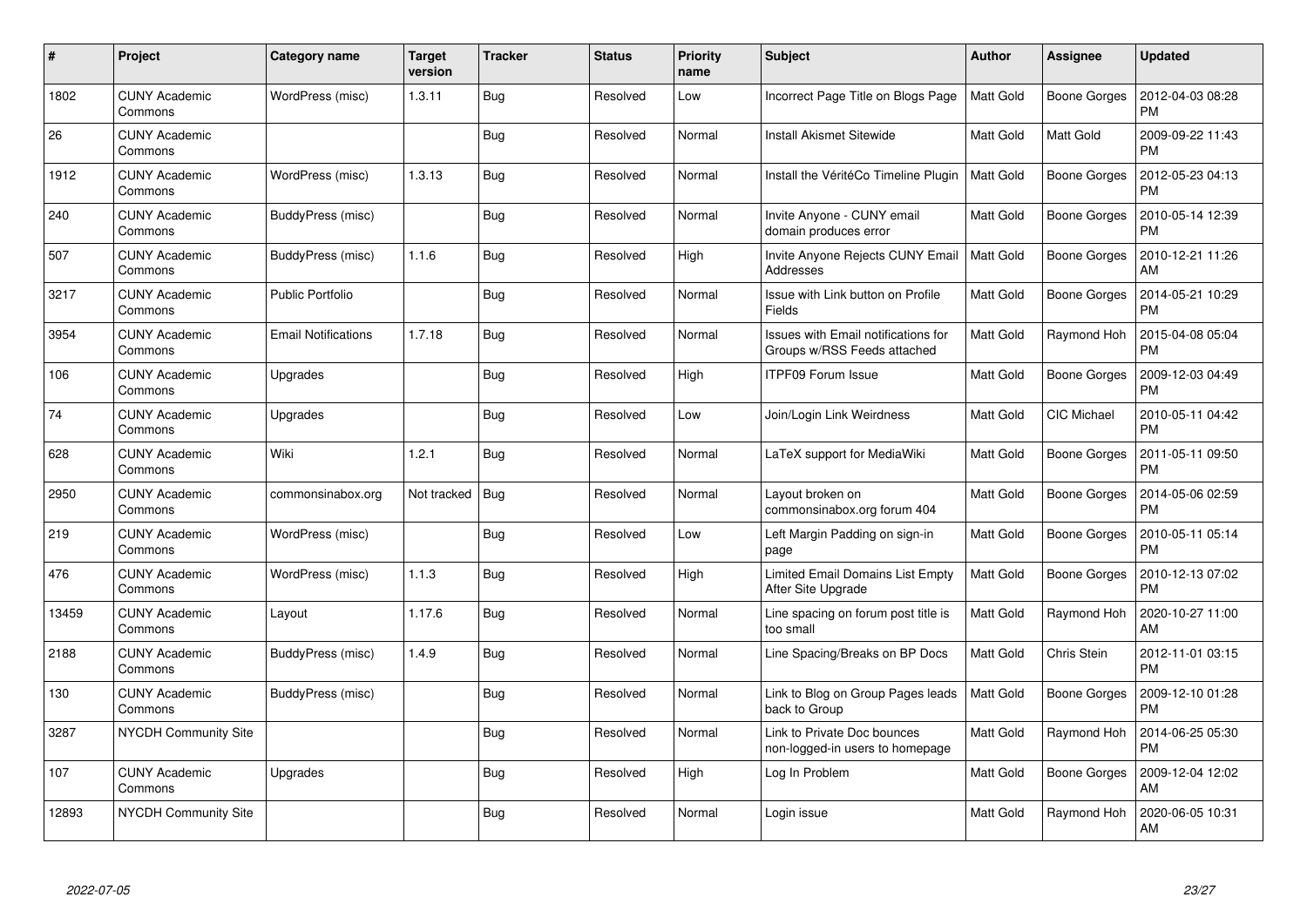| # | Project | Category name | Target version | Tracker | Status | Priority name | Subject | Author | Assignee | Updated |
|---|---|---|---|---|---|---|---|---|---|---|
| 1802 | CUNY Academic Commons | WordPress (misc) | 1.3.11 | Bug | Resolved | Low | Incorrect Page Title on Blogs Page | Matt Gold | Boone Gorges | 2012-04-03 08:28 PM |
| 26 | CUNY Academic Commons | | | Bug | Resolved | Normal | Install Akismet Sitewide | Matt Gold | Matt Gold | 2009-09-22 11:43 PM |
| 1912 | CUNY Academic Commons | WordPress (misc) | 1.3.13 | Bug | Resolved | Normal | Install the VéritéCo Timeline Plugin | Matt Gold | Boone Gorges | 2012-05-23 04:13 PM |
| 240 | CUNY Academic Commons | BuddyPress (misc) | | Bug | Resolved | Normal | Invite Anyone - CUNY email domain produces error | Matt Gold | Boone Gorges | 2010-05-14 12:39 PM |
| 507 | CUNY Academic Commons | BuddyPress (misc) | 1.1.6 | Bug | Resolved | High | Invite Anyone Rejects CUNY Email Addresses | Matt Gold | Boone Gorges | 2010-12-21 11:26 AM |
| 3217 | CUNY Academic Commons | Public Portfolio | | Bug | Resolved | Normal | Issue with Link button on Profile Fields | Matt Gold | Boone Gorges | 2014-05-21 10:29 PM |
| 3954 | CUNY Academic Commons | Email Notifications | 1.7.18 | Bug | Resolved | Normal | Issues with Email notifications for Groups w/RSS Feeds attached | Matt Gold | Raymond Hoh | 2015-04-08 05:04 PM |
| 106 | CUNY Academic Commons | Upgrades | | Bug | Resolved | High | ITPF09 Forum Issue | Matt Gold | Boone Gorges | 2009-12-03 04:49 PM |
| 74 | CUNY Academic Commons | Upgrades | | Bug | Resolved | Low | Join/Login Link Weirdness | Matt Gold | CIC Michael | 2010-05-11 04:42 PM |
| 628 | CUNY Academic Commons | Wiki | 1.2.1 | Bug | Resolved | Normal | LaTeX support for MediaWiki | Matt Gold | Boone Gorges | 2011-05-11 09:50 PM |
| 2950 | CUNY Academic Commons | commonsinabox.org | Not tracked | Bug | Resolved | Normal | Layout broken on commonsinabox.org forum 404 | Matt Gold | Boone Gorges | 2014-05-06 02:59 PM |
| 219 | CUNY Academic Commons | WordPress (misc) | | Bug | Resolved | Low | Left Margin Padding on sign-in page | Matt Gold | Boone Gorges | 2010-05-11 05:14 PM |
| 476 | CUNY Academic Commons | WordPress (misc) | 1.1.3 | Bug | Resolved | High | Limited Email Domains List Empty After Site Upgrade | Matt Gold | Boone Gorges | 2010-12-13 07:02 PM |
| 13459 | CUNY Academic Commons | Layout | 1.17.6 | Bug | Resolved | Normal | Line spacing on forum post title is too small | Matt Gold | Raymond Hoh | 2020-10-27 11:00 AM |
| 2188 | CUNY Academic Commons | BuddyPress (misc) | 1.4.9 | Bug | Resolved | Normal | Line Spacing/Breaks on BP Docs | Matt Gold | Chris Stein | 2012-11-01 03:15 PM |
| 130 | CUNY Academic Commons | BuddyPress (misc) | | Bug | Resolved | Normal | Link to Blog on Group Pages leads back to Group | Matt Gold | Boone Gorges | 2009-12-10 01:28 PM |
| 3287 | NYCDH Community Site | | | Bug | Resolved | Normal | Link to Private Doc bounces non-logged-in users to homepage | Matt Gold | Raymond Hoh | 2014-06-25 05:30 PM |
| 107 | CUNY Academic Commons | Upgrades | | Bug | Resolved | High | Log In Problem | Matt Gold | Boone Gorges | 2009-12-04 12:02 AM |
| 12893 | NYCDH Community Site | | | Bug | Resolved | Normal | Login issue | Matt Gold | Raymond Hoh | 2020-06-05 10:31 AM |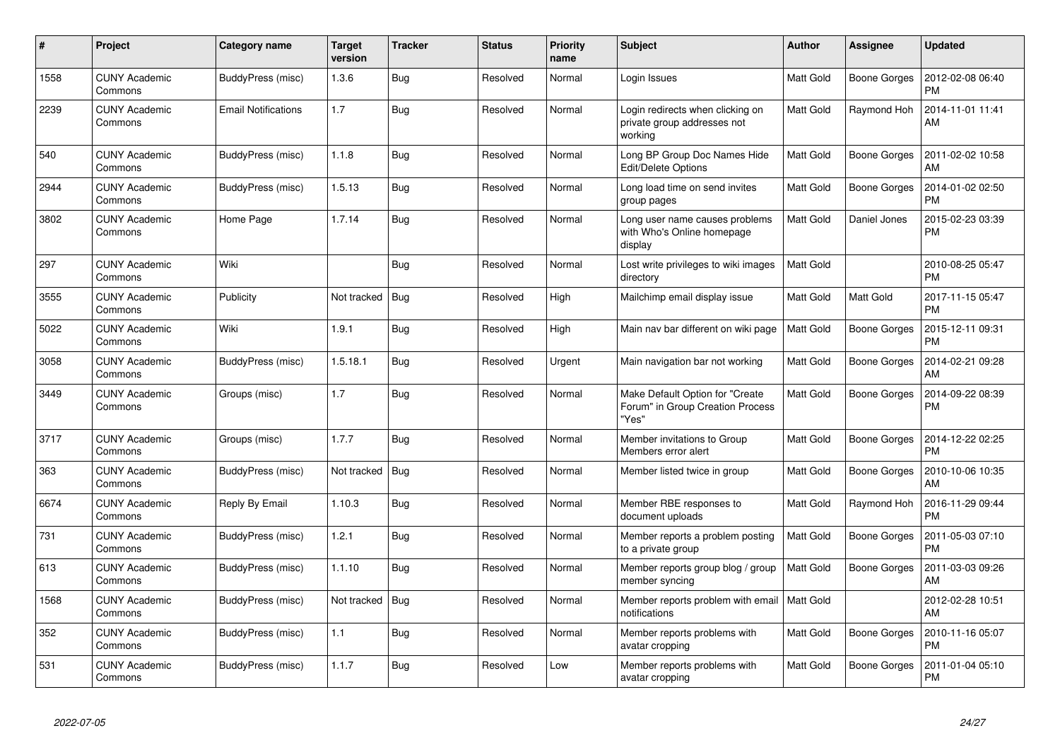| # | Project | Category name | Target version | Tracker | Status | Priority name | Subject | Author | Assignee | Updated |
|---|---|---|---|---|---|---|---|---|---|---|
| 1558 | CUNY Academic Commons | BuddyPress (misc) | 1.3.6 | Bug | Resolved | Normal | Login Issues | Matt Gold | Boone Gorges | 2012-02-08 06:40 PM |
| 2239 | CUNY Academic Commons | Email Notifications | 1.7 | Bug | Resolved | Normal | Login redirects when clicking on private group addresses not working | Matt Gold | Raymond Hoh | 2014-11-01 11:41 AM |
| 540 | CUNY Academic Commons | BuddyPress (misc) | 1.1.8 | Bug | Resolved | Normal | Long BP Group Doc Names Hide Edit/Delete Options | Matt Gold | Boone Gorges | 2011-02-02 10:58 AM |
| 2944 | CUNY Academic Commons | BuddyPress (misc) | 1.5.13 | Bug | Resolved | Normal | Long load time on send invites group pages | Matt Gold | Boone Gorges | 2014-01-02 02:50 PM |
| 3802 | CUNY Academic Commons | Home Page | 1.7.14 | Bug | Resolved | Normal | Long user name causes problems with Who's Online homepage display | Matt Gold | Daniel Jones | 2015-02-23 03:39 PM |
| 297 | CUNY Academic Commons | Wiki | | Bug | Resolved | Normal | Lost write privileges to wiki images directory | Matt Gold | | 2010-08-25 05:47 PM |
| 3555 | CUNY Academic Commons | Publicity | Not tracked | Bug | Resolved | High | Mailchimp email display issue | Matt Gold | Matt Gold | 2017-11-15 05:47 PM |
| 5022 | CUNY Academic Commons | Wiki | 1.9.1 | Bug | Resolved | High | Main nav bar different on wiki page | Matt Gold | Boone Gorges | 2015-12-11 09:31 PM |
| 3058 | CUNY Academic Commons | BuddyPress (misc) | 1.5.18.1 | Bug | Resolved | Urgent | Main navigation bar not working | Matt Gold | Boone Gorges | 2014-02-21 09:28 AM |
| 3449 | CUNY Academic Commons | Groups (misc) | 1.7 | Bug | Resolved | Normal | Make Default Option for "Create Forum" in Group Creation Process "Yes" | Matt Gold | Boone Gorges | 2014-09-22 08:39 PM |
| 3717 | CUNY Academic Commons | Groups (misc) | 1.7.7 | Bug | Resolved | Normal | Member invitations to Group Members error alert | Matt Gold | Boone Gorges | 2014-12-22 02:25 PM |
| 363 | CUNY Academic Commons | BuddyPress (misc) | Not tracked | Bug | Resolved | Normal | Member listed twice in group | Matt Gold | Boone Gorges | 2010-10-06 10:35 AM |
| 6674 | CUNY Academic Commons | Reply By Email | 1.10.3 | Bug | Resolved | Normal | Member RBE responses to document uploads | Matt Gold | Raymond Hoh | 2016-11-29 09:44 PM |
| 731 | CUNY Academic Commons | BuddyPress (misc) | 1.2.1 | Bug | Resolved | Normal | Member reports a problem posting to a private group | Matt Gold | Boone Gorges | 2011-05-03 07:10 PM |
| 613 | CUNY Academic Commons | BuddyPress (misc) | 1.1.10 | Bug | Resolved | Normal | Member reports group blog / group member syncing | Matt Gold | Boone Gorges | 2011-03-03 09:26 AM |
| 1568 | CUNY Academic Commons | BuddyPress (misc) | Not tracked | Bug | Resolved | Normal | Member reports problem with email notifications | Matt Gold | | 2012-02-28 10:51 AM |
| 352 | CUNY Academic Commons | BuddyPress (misc) | 1.1 | Bug | Resolved | Normal | Member reports problems with avatar cropping | Matt Gold | Boone Gorges | 2010-11-16 05:07 PM |
| 531 | CUNY Academic Commons | BuddyPress (misc) | 1.1.7 | Bug | Resolved | Low | Member reports problems with avatar cropping | Matt Gold | Boone Gorges | 2011-01-04 05:10 PM |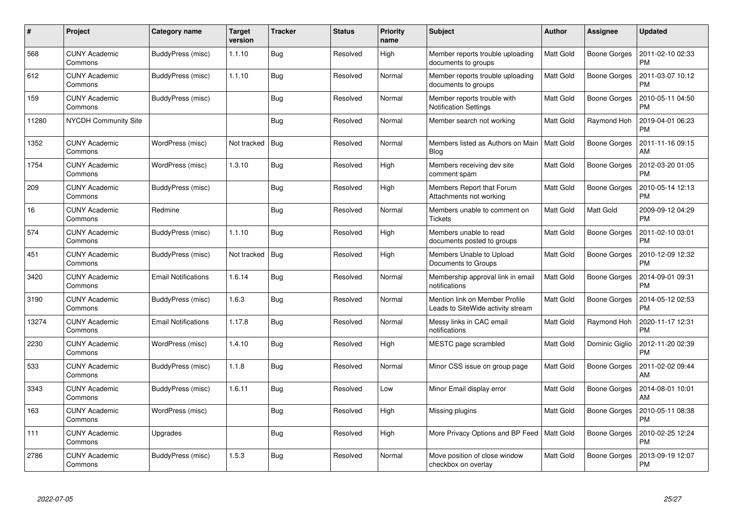| # | Project | Category name | Target version | Tracker | Status | Priority name | Subject | Author | Assignee | Updated |
|---|---|---|---|---|---|---|---|---|---|---|
| 568 | CUNY Academic Commons | BuddyPress (misc) | 1.1.10 | Bug | Resolved | High | Member reports trouble uploading documents to groups | Matt Gold | Boone Gorges | 2011-02-10 02:33 PM |
| 612 | CUNY Academic Commons | BuddyPress (misc) | 1.1.10 | Bug | Resolved | Normal | Member reports trouble uploading documents to groups | Matt Gold | Boone Gorges | 2011-03-07 10:12 PM |
| 159 | CUNY Academic Commons | BuddyPress (misc) | | Bug | Resolved | Normal | Member reports trouble with Notification Settings | Matt Gold | Boone Gorges | 2010-05-11 04:50 PM |
| 11280 | NYCDH Community Site | | | Bug | Resolved | Normal | Member search not working | Matt Gold | Raymond Hoh | 2019-04-01 06:23 PM |
| 1352 | CUNY Academic Commons | WordPress (misc) | Not tracked | Bug | Resolved | Normal | Members listed as Authors on Main Blog | Matt Gold | Boone Gorges | 2011-11-16 09:15 AM |
| 1754 | CUNY Academic Commons | WordPress (misc) | 1.3.10 | Bug | Resolved | High | Members receiving dev site comment spam | Matt Gold | Boone Gorges | 2012-03-20 01:05 PM |
| 209 | CUNY Academic Commons | BuddyPress (misc) | | Bug | Resolved | High | Members Report that Forum Attachments not working | Matt Gold | Boone Gorges | 2010-05-14 12:13 PM |
| 16 | CUNY Academic Commons | Redmine | | Bug | Resolved | Normal | Members unable to comment on Tickets | Matt Gold | Matt Gold | 2009-09-12 04:29 PM |
| 574 | CUNY Academic Commons | BuddyPress (misc) | 1.1.10 | Bug | Resolved | High | Members unable to read documents posted to groups | Matt Gold | Boone Gorges | 2011-02-10 03:01 PM |
| 451 | CUNY Academic Commons | BuddyPress (misc) | Not tracked | Bug | Resolved | High | Members Unable to Upload Documents to Groups | Matt Gold | Boone Gorges | 2010-12-09 12:32 PM |
| 3420 | CUNY Academic Commons | Email Notifications | 1.6.14 | Bug | Resolved | Normal | Membership approval link in email notifications | Matt Gold | Boone Gorges | 2014-09-01 09:31 PM |
| 3190 | CUNY Academic Commons | BuddyPress (misc) | 1.6.3 | Bug | Resolved | Normal | Mention link on Member Profile Leads to SiteWide activity stream | Matt Gold | Boone Gorges | 2014-05-12 02:53 PM |
| 13274 | CUNY Academic Commons | Email Notifications | 1.17.8 | Bug | Resolved | Normal | Messy links in CAC email notifications | Matt Gold | Raymond Hoh | 2020-11-17 12:31 PM |
| 2230 | CUNY Academic Commons | WordPress (misc) | 1.4.10 | Bug | Resolved | High | MESTC page scrambled | Matt Gold | Dominic Giglio | 2012-11-20 02:39 PM |
| 533 | CUNY Academic Commons | BuddyPress (misc) | 1.1.8 | Bug | Resolved | Normal | Minor CSS issue on group page | Matt Gold | Boone Gorges | 2011-02-02 09:44 AM |
| 3343 | CUNY Academic Commons | BuddyPress (misc) | 1.6.11 | Bug | Resolved | Low | Minor Email display error | Matt Gold | Boone Gorges | 2014-08-01 10:01 AM |
| 163 | CUNY Academic Commons | WordPress (misc) | | Bug | Resolved | High | Missing plugins | Matt Gold | Boone Gorges | 2010-05-11 08:38 PM |
| 111 | CUNY Academic Commons | Upgrades | | Bug | Resolved | High | More Privacy Options and BP Feed | Matt Gold | Boone Gorges | 2010-02-25 12:24 PM |
| 2786 | CUNY Academic Commons | BuddyPress (misc) | 1.5.3 | Bug | Resolved | Normal | Move position of close window checkbox on overlay | Matt Gold | Boone Gorges | 2013-09-19 12:07 PM |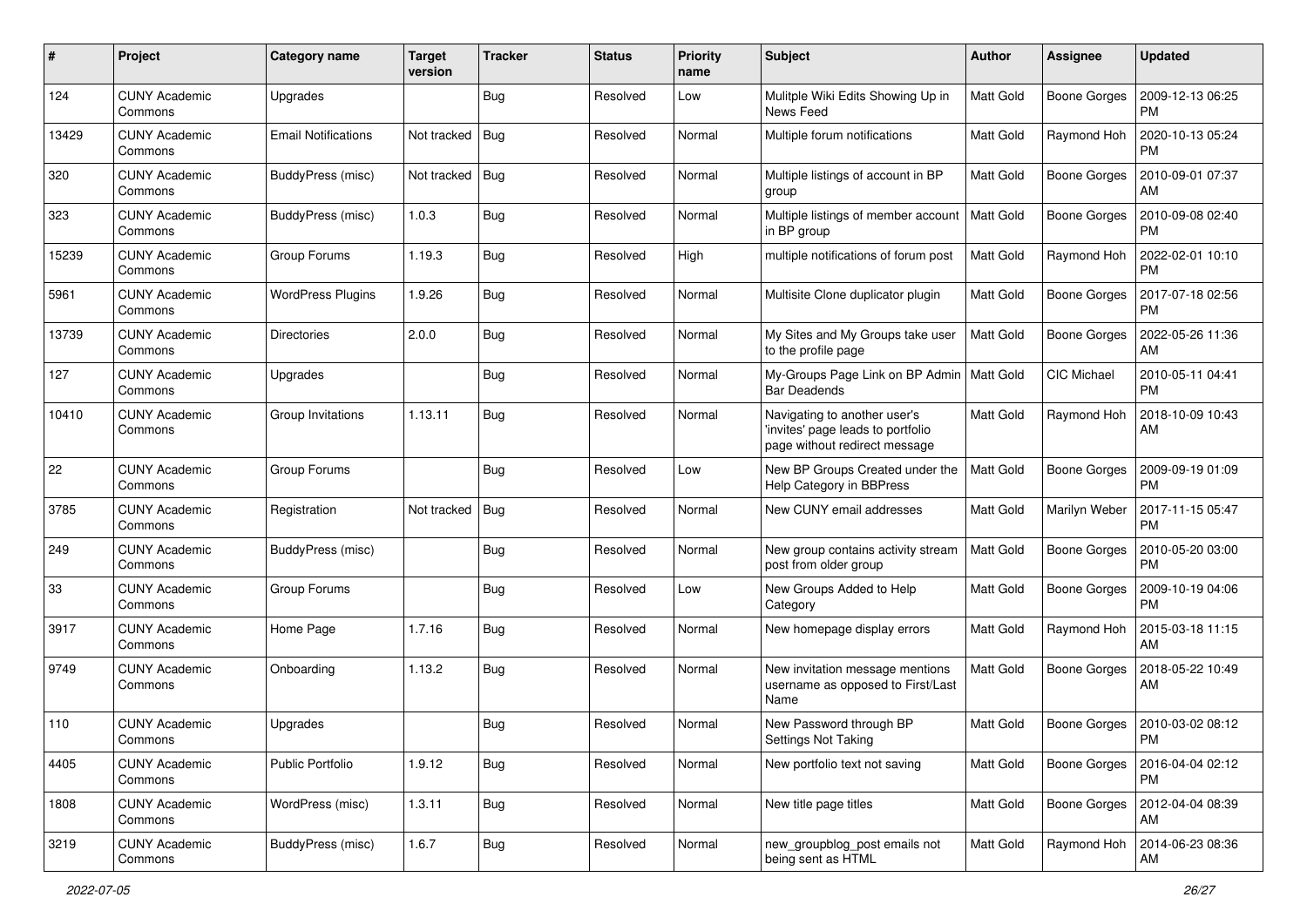| # | Project | Category name | Target version | Tracker | Status | Priority name | Subject | Author | Assignee | Updated |
|---|---|---|---|---|---|---|---|---|---|---|
| 124 | CUNY Academic Commons | Upgrades | | Bug | Resolved | Low | Mulitple Wiki Edits Showing Up in News Feed | Matt Gold | Boone Gorges | 2009-12-13 06:25 PM |
| 13429 | CUNY Academic Commons | Email Notifications | Not tracked | Bug | Resolved | Normal | Multiple forum notifications | Matt Gold | Raymond Hoh | 2020-10-13 05:24 PM |
| 320 | CUNY Academic Commons | BuddyPress (misc) | Not tracked | Bug | Resolved | Normal | Multiple listings of account in BP group | Matt Gold | Boone Gorges | 2010-09-01 07:37 AM |
| 323 | CUNY Academic Commons | BuddyPress (misc) | 1.0.3 | Bug | Resolved | Normal | Multiple listings of member account in BP group | Matt Gold | Boone Gorges | 2010-09-08 02:40 PM |
| 15239 | CUNY Academic Commons | Group Forums | 1.19.3 | Bug | Resolved | High | multiple notifications of forum post | Matt Gold | Raymond Hoh | 2022-02-01 10:10 PM |
| 5961 | CUNY Academic Commons | WordPress Plugins | 1.9.26 | Bug | Resolved | Normal | Multisite Clone duplicator plugin | Matt Gold | Boone Gorges | 2017-07-18 02:56 PM |
| 13739 | CUNY Academic Commons | Directories | 2.0.0 | Bug | Resolved | Normal | My Sites and My Groups take user to the profile page | Matt Gold | Boone Gorges | 2022-05-26 11:36 AM |
| 127 | CUNY Academic Commons | Upgrades | | Bug | Resolved | Normal | My-Groups Page Link on BP Admin Bar Deadends | Matt Gold | CIC Michael | 2010-05-11 04:41 PM |
| 10410 | CUNY Academic Commons | Group Invitations | 1.13.11 | Bug | Resolved | Normal | Navigating to another user's 'invites' page leads to portfolio page without redirect message | Matt Gold | Raymond Hoh | 2018-10-09 10:43 AM |
| 22 | CUNY Academic Commons | Group Forums | | Bug | Resolved | Low | New BP Groups Created under the Help Category in BBPress | Matt Gold | Boone Gorges | 2009-09-19 01:09 PM |
| 3785 | CUNY Academic Commons | Registration | Not tracked | Bug | Resolved | Normal | New CUNY email addresses | Matt Gold | Marilyn Weber | 2017-11-15 05:47 PM |
| 249 | CUNY Academic Commons | BuddyPress (misc) | | Bug | Resolved | Normal | New group contains activity stream post from older group | Matt Gold | Boone Gorges | 2010-05-20 03:00 PM |
| 33 | CUNY Academic Commons | Group Forums | | Bug | Resolved | Low | New Groups Added to Help Category | Matt Gold | Boone Gorges | 2009-10-19 04:06 PM |
| 3917 | CUNY Academic Commons | Home Page | 1.7.16 | Bug | Resolved | Normal | New homepage display errors | Matt Gold | Raymond Hoh | 2015-03-18 11:15 AM |
| 9749 | CUNY Academic Commons | Onboarding | 1.13.2 | Bug | Resolved | Normal | New invitation message mentions username as opposed to First/Last Name | Matt Gold | Boone Gorges | 2018-05-22 10:49 AM |
| 110 | CUNY Academic Commons | Upgrades | | Bug | Resolved | Normal | New Password through BP Settings Not Taking | Matt Gold | Boone Gorges | 2010-03-02 08:12 PM |
| 4405 | CUNY Academic Commons | Public Portfolio | 1.9.12 | Bug | Resolved | Normal | New portfolio text not saving | Matt Gold | Boone Gorges | 2016-04-04 02:12 PM |
| 1808 | CUNY Academic Commons | WordPress (misc) | 1.3.11 | Bug | Resolved | Normal | New title page titles | Matt Gold | Boone Gorges | 2012-04-04 08:39 AM |
| 3219 | CUNY Academic Commons | BuddyPress (misc) | 1.6.7 | Bug | Resolved | Normal | new_groupblog_post emails not being sent as HTML | Matt Gold | Raymond Hoh | 2014-06-23 08:36 AM |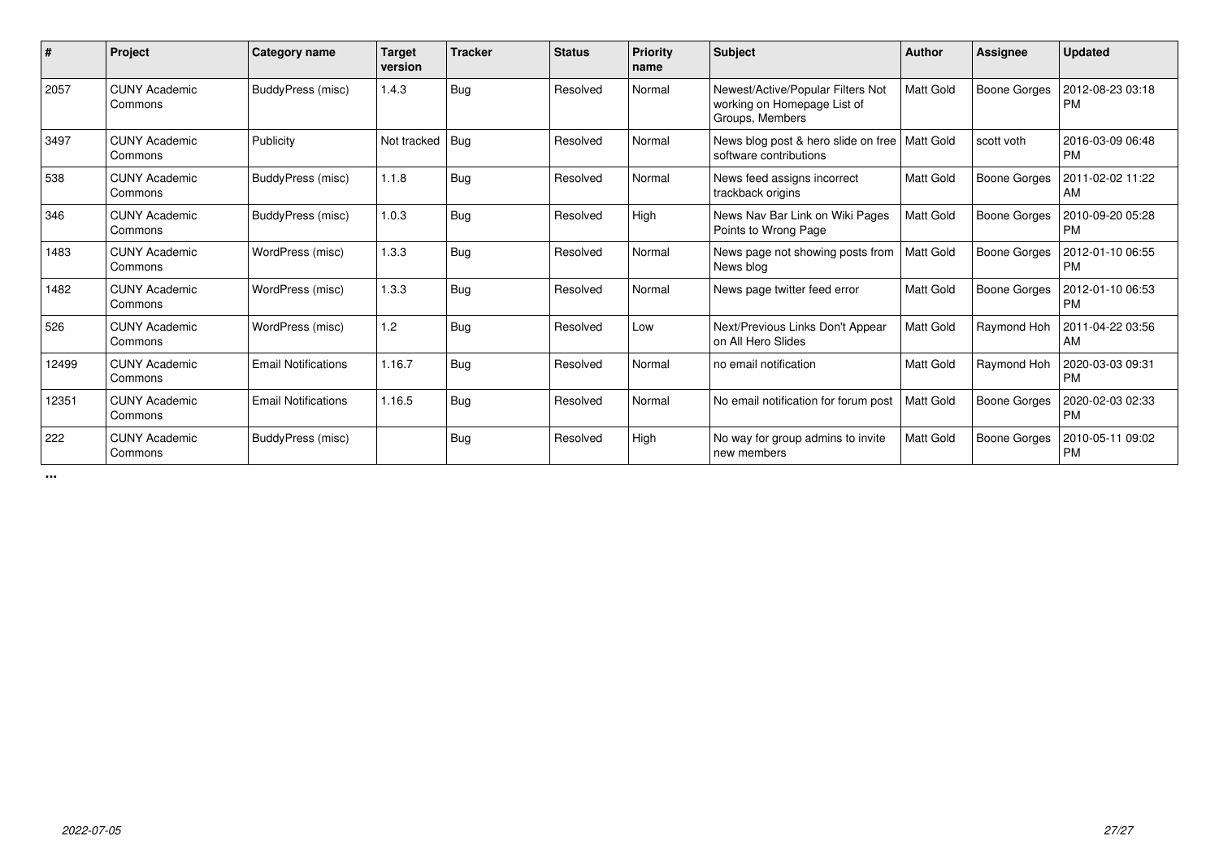| # | Project | Category name | Target version | Tracker | Status | Priority name | Subject | Author | Assignee | Updated |
|---|---|---|---|---|---|---|---|---|---|---|
| 2057 | CUNY Academic Commons | BuddyPress (misc) | 1.4.3 | Bug | Resolved | Normal | Newest/Active/Popular Filters Not working on Homepage List of Groups, Members | Matt Gold | Boone Gorges | 2012-08-23 03:18 PM |
| 3497 | CUNY Academic Commons | Publicity | Not tracked | Bug | Resolved | Normal | News blog post & hero slide on free software contributions | Matt Gold | scott voth | 2016-03-09 06:48 PM |
| 538 | CUNY Academic Commons | BuddyPress (misc) | 1.1.8 | Bug | Resolved | Normal | News feed assigns incorrect trackback origins | Matt Gold | Boone Gorges | 2011-02-02 11:22 AM |
| 346 | CUNY Academic Commons | BuddyPress (misc) | 1.0.3 | Bug | Resolved | High | News Nav Bar Link on Wiki Pages Points to Wrong Page | Matt Gold | Boone Gorges | 2010-09-20 05:28 PM |
| 1483 | CUNY Academic Commons | WordPress (misc) | 1.3.3 | Bug | Resolved | Normal | News page not showing posts from News blog | Matt Gold | Boone Gorges | 2012-01-10 06:55 PM |
| 1482 | CUNY Academic Commons | WordPress (misc) | 1.3.3 | Bug | Resolved | Normal | News page twitter feed error | Matt Gold | Boone Gorges | 2012-01-10 06:53 PM |
| 526 | CUNY Academic Commons | WordPress (misc) | 1.2 | Bug | Resolved | Low | Next/Previous Links Don't Appear on All Hero Slides | Matt Gold | Raymond Hoh | 2011-04-22 03:56 AM |
| 12499 | CUNY Academic Commons | Email Notifications | 1.16.7 | Bug | Resolved | Normal | no email notification | Matt Gold | Raymond Hoh | 2020-03-03 09:31 PM |
| 12351 | CUNY Academic Commons | Email Notifications | 1.16.5 | Bug | Resolved | Normal | No email notification for forum post | Matt Gold | Boone Gorges | 2020-02-03 02:33 PM |
| 222 | CUNY Academic Commons | BuddyPress (misc) | | Bug | Resolved | High | No way for group admins to invite new members | Matt Gold | Boone Gorges | 2010-05-11 09:02 PM |

...